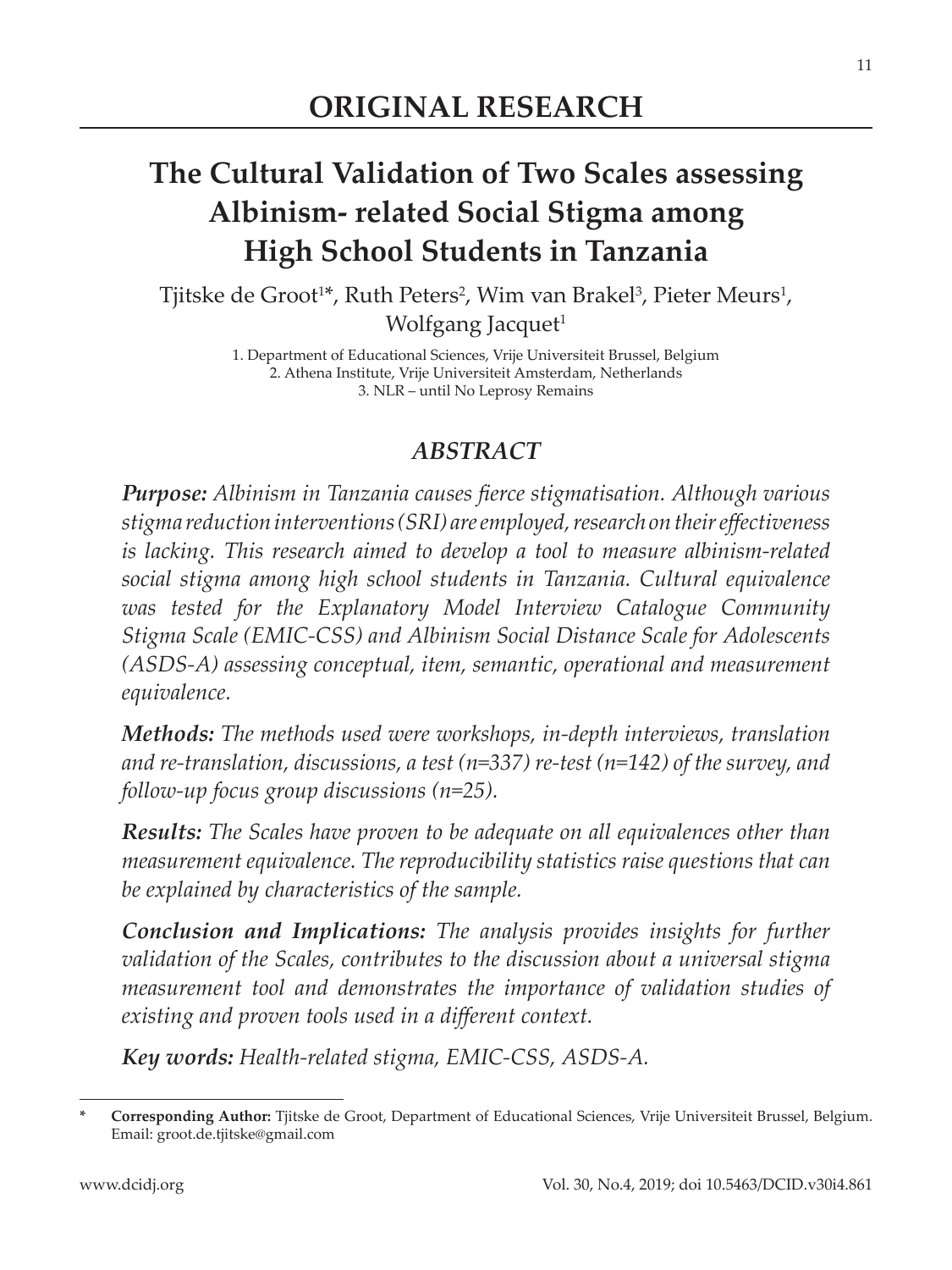# ORIGINAL RESEARCH

## The Cultural Validation of Two Scales assessing Albinism- related Social Stigma among High School Students in Tanzania

Tjitske de Groot[1]*, Ruth Peters[2], Wim van Brakel[3], Pieter Meurs[1], Wolfgang Jacquet[1]

1. Department of Educational Sciences, Vrije Universiteit Brussel, Belgium
2. Athena Institute, Vrije Universiteit Amsterdam, Netherlands
3. NLR – until No Leprosy Remains

### *ABSTRACT*

***Purpose:*** *Albinism in Tanzania causes fierce stigmatisation. Although various stigma reduction interventions (SRI) are employed, research on their effectiveness is lacking. This research aimed to develop a tool to measure albinism-related social stigma among high school students in Tanzania. Cultural equivalence was tested for the Explanatory Model Interview Catalogue Community Stigma Scale (EMIC-CSS) and Albinism Social Distance Scale for Adolescents (ASDS-A) assessing conceptual, item, semantic, operational and measurement equivalence.*

***Methods:*** *The methods used were workshops, in-depth interviews, translation and re-translation, discussions, a test (n=337) re-test (n=142) of the survey, and follow-up focus group discussions (n=25).*

***Results:*** *The Scales have proven to be adequate on all equivalences other than measurement equivalence. The reproducibility statistics raise questions that can be explained by characteristics of the sample.*

***Conclusion and Implications:*** *The analysis provides insights for further validation of the Scales, contributes to the discussion about a universal stigma measurement tool and demonstrates the importance of validation studies of existing and proven tools used in a different context.*

***Key words:*** *Health-related stigma, EMIC-CSS, ASDS-A.*

---

\* **Corresponding Author:** Tjitske de Groot, Department of Educational Sciences, Vrije Universiteit Brussel, Belgium. Email: groot.de.tjitske@gmail.com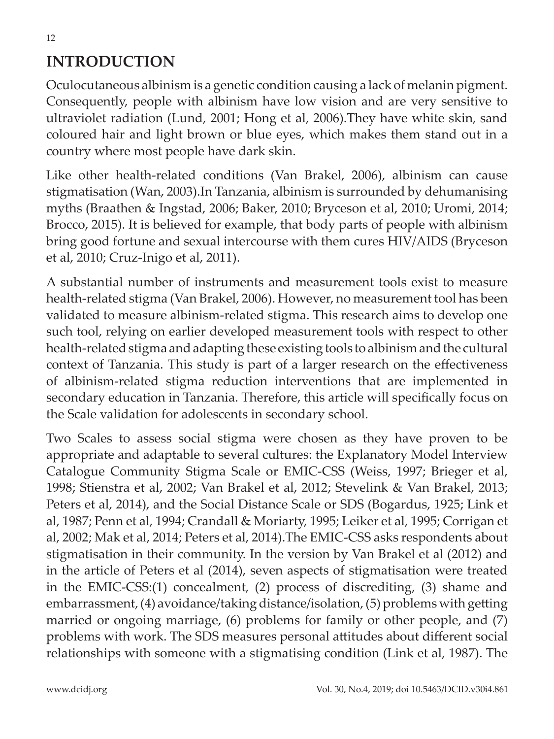## INTRODUCTION

Oculocutaneous albinism is a genetic condition causing a lack of melanin pigment. Consequently, people with albinism have low vision and are very sensitive to ultraviolet radiation (Lund, 2001; Hong et al, 2006).They have white skin, sand coloured hair and light brown or blue eyes, which makes them stand out in a country where most people have dark skin.

Like other health-related conditions (Van Brakel, 2006), albinism can cause stigmatisation (Wan, 2003).In Tanzania, albinism is surrounded by dehumanising myths (Braathen & Ingstad, 2006; Baker, 2010; Bryceson et al, 2010; Uromi, 2014; Brocco, 2015). It is believed for example, that body parts of people with albinism bring good fortune and sexual intercourse with them cures HIV/AIDS (Bryceson et al, 2010; Cruz-Inigo et al, 2011).

A substantial number of instruments and measurement tools exist to measure health-related stigma (Van Brakel, 2006). However, no measurement tool has been validated to measure albinism-related stigma. This research aims to develop one such tool, relying on earlier developed measurement tools with respect to other health-related stigma and adapting these existing tools to albinism and the cultural context of Tanzania. This study is part of a larger research on the effectiveness of albinism-related stigma reduction interventions that are implemented in secondary education in Tanzania. Therefore, this article will specifically focus on the Scale validation for adolescents in secondary school.

Two Scales to assess social stigma were chosen as they have proven to be appropriate and adaptable to several cultures: the Explanatory Model Interview Catalogue Community Stigma Scale or EMIC-CSS (Weiss, 1997; Brieger et al, 1998; Stienstra et al, 2002; Van Brakel et al, 2012; Stevelink & Van Brakel, 2013; Peters et al, 2014), and the Social Distance Scale or SDS (Bogardus, 1925; Link et al, 1987; Penn et al, 1994; Crandall & Moriarty, 1995; Leiker et al, 1995; Corrigan et al, 2002; Mak et al, 2014; Peters et al, 2014).The EMIC-CSS asks respondents about stigmatisation in their community. In the version by Van Brakel et al (2012) and in the article of Peters et al (2014), seven aspects of stigmatisation were treated in the EMIC-CSS:(1) concealment, (2) process of discrediting, (3) shame and embarrassment, (4) avoidance/taking distance/isolation, (5) problems with getting married or ongoing marriage, (6) problems for family or other people, and (7) problems with work. The SDS measures personal attitudes about different social relationships with someone with a stigmatising condition (Link et al, 1987). The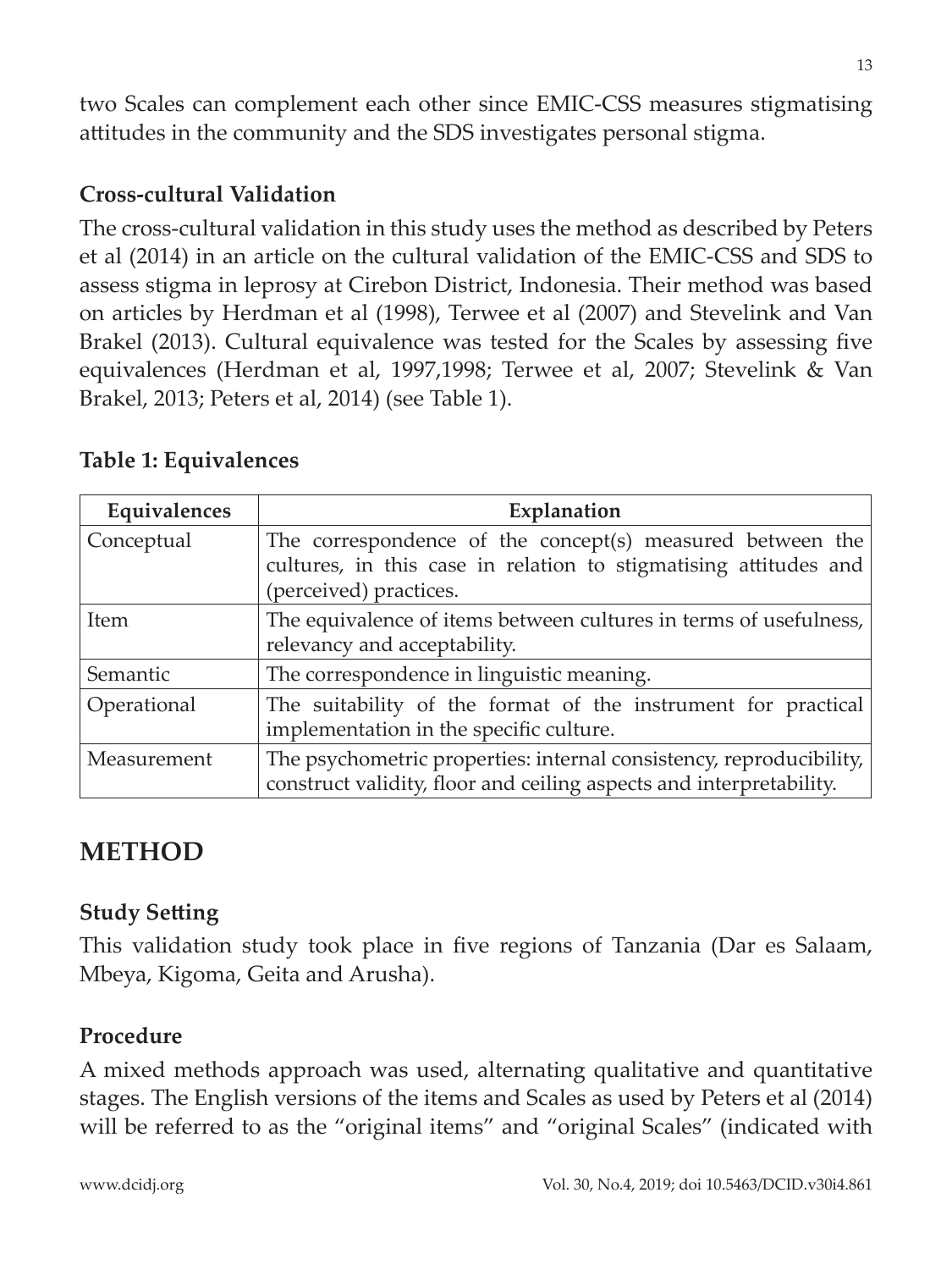two Scales can complement each other since EMIC-CSS measures stigmatising attitudes in the community and the SDS investigates personal stigma.

### Cross-cultural Validation

The cross-cultural validation in this study uses the method as described by Peters et al (2014) in an article on the cultural validation of the EMIC-CSS and SDS to assess stigma in leprosy at Cirebon District, Indonesia. Their method was based on articles by Herdman et al (1998), Terwee et al (2007) and Stevelink and Van Brakel (2013). Cultural equivalence was tested for the Scales by assessing five equivalences (Herdman et al, 1997,1998; Terwee et al, 2007; Stevelink & Van Brakel, 2013; Peters et al, 2014) (see Table 1).

**Table 1: Equivalences**

| Equivalences | Explanation |
| --- | --- |
| Conceptual | The correspondence of the concept(s) measured between the cultures, in this case in relation to stigmatising attitudes and (perceived) practices. |
| Item | The equivalence of items between cultures in terms of usefulness, relevancy and acceptability. |
| Semantic | The correspondence in linguistic meaning. |
| Operational | The suitability of the format of the instrument for practical implementation in the specific culture. |
| Measurement | The psychometric properties: internal consistency, reproducibility, construct validity, floor and ceiling aspects and interpretability. |

## METHOD

### Study Setting

This validation study took place in five regions of Tanzania (Dar es Salaam, Mbeya, Kigoma, Geita and Arusha).

### Procedure

A mixed methods approach was used, alternating qualitative and quantitative stages. The English versions of the items and Scales as used by Peters et al (2014) will be referred to as the "original items" and "original Scales" (indicated with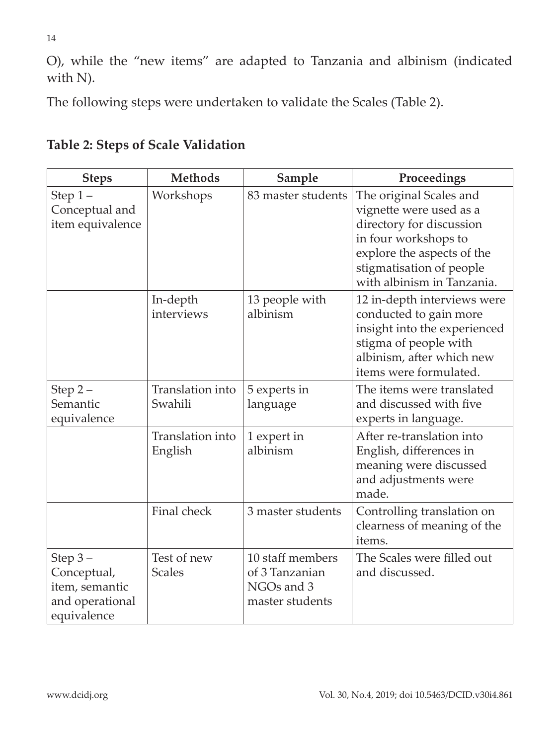O), while the "new items" are adapted to Tanzania and albinism (indicated with N).

The following steps were undertaken to validate the Scales (Table 2).

**Table 2: Steps of Scale Validation**

| Steps | Methods | Sample | Proceedings |
|---|---|---|---|
| Step 1 – Conceptual and item equivalence | Workshops | 83 master students | The original Scales and vignette were used as a directory for discussion in four workshops to explore the aspects of the stigmatisation of people with albinism in Tanzania. |
| | In-depth interviews | 13 people with albinism | 12 in-depth interviews were conducted to gain more insight into the experienced stigma of people with albinism, after which new items were formulated. |
| Step 2 – Semantic equivalence | Translation into Swahili | 5 experts in language | The items were translated and discussed with five experts in language. |
| | Translation into English | 1 expert in albinism | After re-translation into English, differences in meaning were discussed and adjustments were made. |
| | Final check | 3 master students | Controlling translation on clearness of meaning of the items. |
| Step 3 – Conceptual, item, semantic and operational equivalence | Test of new Scales | 10 staff members of 3 Tanzanian NGOs and 3 master students | The Scales were filled out and discussed. |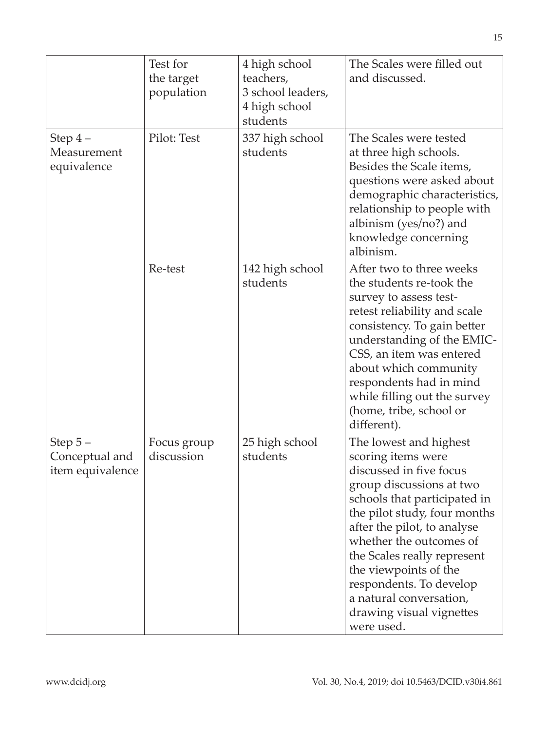| | | | |
|---|---|---|---|
| | Test for the target population | 4 high school teachers, 3 school leaders, 4 high school students | The Scales were filled out and discussed. |
| Step 4 – Measurement equivalence | Pilot: Test | 337 high school students | The Scales were tested at three high schools. Besides the Scale items, questions were asked about demographic characteristics, relationship to people with albinism (yes/no?) and knowledge concerning albinism. |
| | Re-test | 142 high school students | After two to three weeks the students re-took the survey to assess test-retest reliability and scale consistency. To gain better understanding of the EMIC-CSS, an item was entered about which community respondents had in mind while filling out the survey (home, tribe, school or different). |
| Step 5 – Conceptual and item equivalence | Focus group discussion | 25 high school students | The lowest and highest scoring items were discussed in five focus group discussions at two schools that participated in the pilot study, four months after the pilot, to analyse whether the outcomes of the Scales really represent the viewpoints of the respondents. To develop a natural conversation, drawing visual vignettes were used. |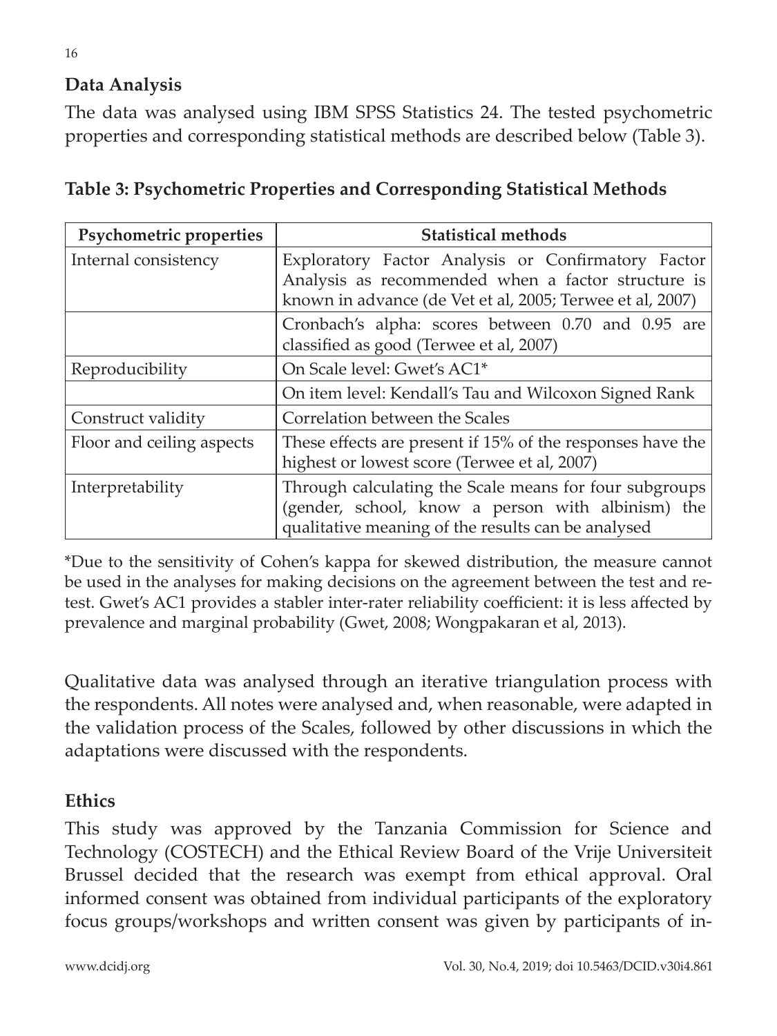## Data Analysis

The data was analysed using IBM SPSS Statistics 24. The tested psychometric properties and corresponding statistical methods are described below (Table 3).

**Table 3: Psychometric Properties and Corresponding Statistical Methods**

| Psychometric properties | Statistical methods |
|---|---|
| Internal consistency | Exploratory Factor Analysis or Confirmatory Factor Analysis as recommended when a factor structure is known in advance (de Vet et al, 2005; Terwee et al, 2007) |
| | Cronbach's alpha: scores between 0.70 and 0.95 are classified as good (Terwee et al, 2007) |
| Reproducibility | On Scale level: Gwet's AC1* |
| | On item level: Kendall's Tau and Wilcoxon Signed Rank |
| Construct validity | Correlation between the Scales |
| Floor and ceiling aspects | These effects are present if 15% of the responses have the highest or lowest score (Terwee et al, 2007) |
| Interpretability | Through calculating the Scale means for four subgroups (gender, school, know a person with albinism) the qualitative meaning of the results can be analysed |

*Due to the sensitivity of Cohen's kappa for skewed distribution, the measure cannot be used in the analyses for making decisions on the agreement between the test and re-test. Gwet's AC1 provides a stabler inter-rater reliability coefficient: it is less affected by prevalence and marginal probability (Gwet, 2008; Wongpakaran et al, 2013).

Qualitative data was analysed through an iterative triangulation process with the respondents. All notes were analysed and, when reasonable, were adapted in the validation process of the Scales, followed by other discussions in which the adaptations were discussed with the respondents.

## Ethics

This study was approved by the Tanzania Commission for Science and Technology (COSTECH) and the Ethical Review Board of the Vrije Universiteit Brussel decided that the research was exempt from ethical approval. Oral informed consent was obtained from individual participants of the exploratory focus groups/workshops and written consent was given by participants of in-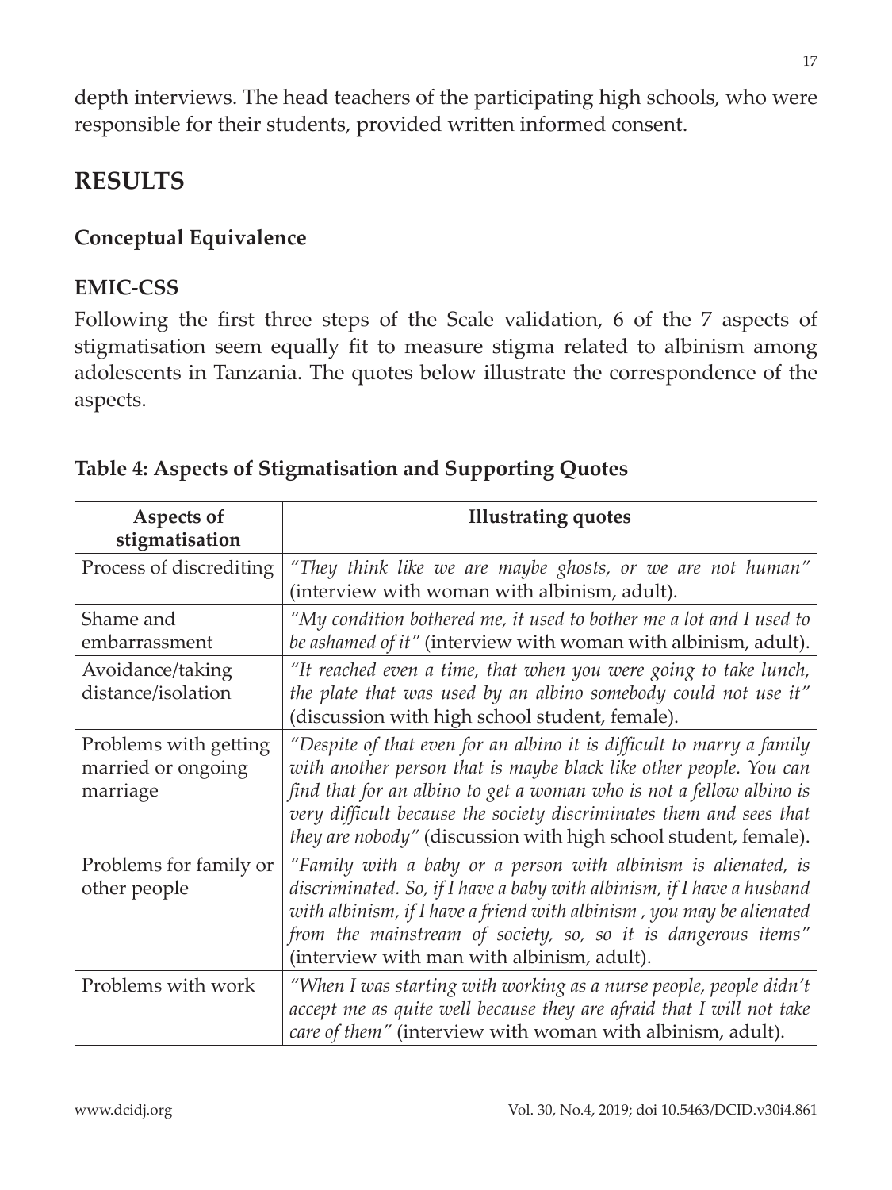depth interviews. The head teachers of the participating high schools, who were responsible for their students, provided written informed consent.

# RESULTS

## Conceptual Equivalence

## EMIC-CSS

Following the first three steps of the Scale validation, 6 of the 7 aspects of stigmatisation seem equally fit to measure stigma related to albinism among adolescents in Tanzania. The quotes below illustrate the correspondence of the aspects.

**Table 4: Aspects of Stigmatisation and Supporting Quotes**

| Aspects of stigmatisation | Illustrating quotes |
|---|---|
| Process of discrediting | *"They think like we are maybe ghosts, or we are not human"* (interview with woman with albinism, adult). |
| Shame and embarrassment | *"My condition bothered me, it used to bother me a lot and I used to be ashamed of it"* (interview with woman with albinism, adult). |
| Avoidance/taking distance/isolation | *"It reached even a time, that when you were going to take lunch, the plate that was used by an albino somebody could not use it"* (discussion with high school student, female). |
| Problems with getting married or ongoing marriage | *"Despite of that even for an albino it is difficult to marry a family with another person that is maybe black like other people. You can find that for an albino to get a woman who is not a fellow albino is very difficult because the society discriminates them and sees that they are nobody"* (discussion with high school student, female). |
| Problems for family or other people | *"Family with a baby or a person with albinism is alienated, is discriminated. So, if I have a baby with albinism, if I have a husband with albinism, if I have a friend with albinism , you may be alienated from the mainstream of society, so, so it is dangerous items"* (interview with man with albinism, adult). |
| Problems with work | *"When I was starting with working as a nurse people, people didn't accept me as quite well because they are afraid that I will not take care of them"* (interview with woman with albinism, adult). |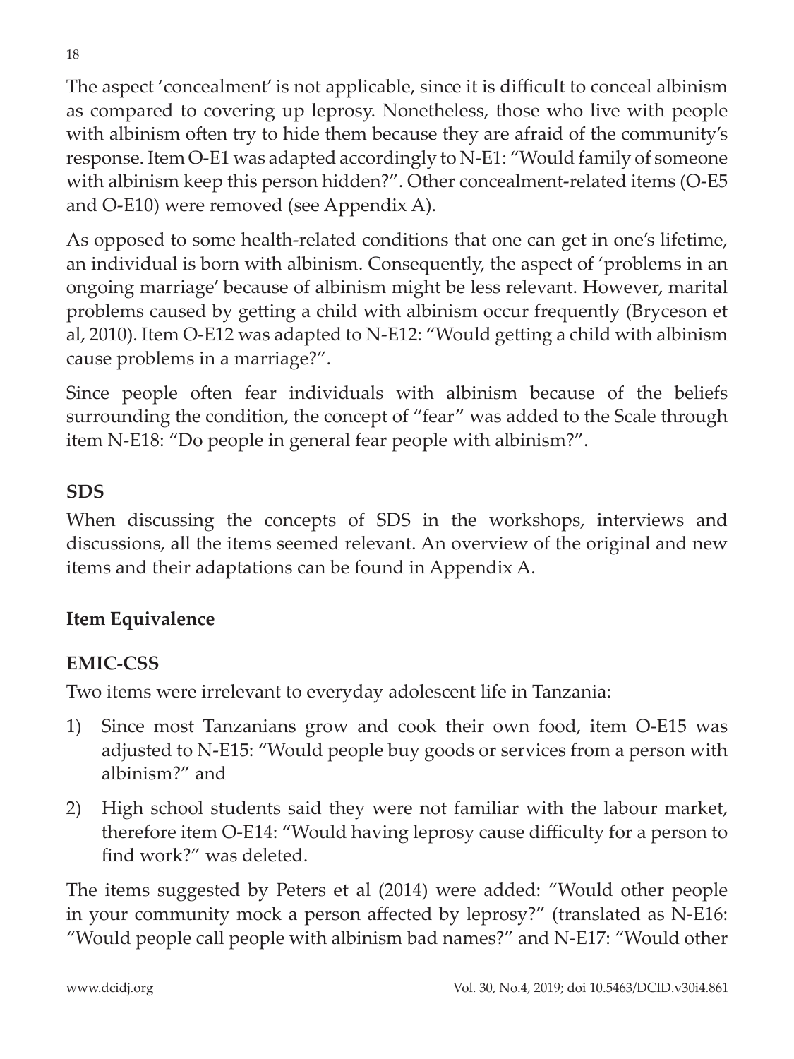The aspect 'concealment' is not applicable, since it is difficult to conceal albinism as compared to covering up leprosy. Nonetheless, those who live with people with albinism often try to hide them because they are afraid of the community's response. Item O-E1 was adapted accordingly to N-E1: "Would family of someone with albinism keep this person hidden?". Other concealment-related items (O-E5 and O-E10) were removed (see Appendix A).

As opposed to some health-related conditions that one can get in one's lifetime, an individual is born with albinism. Consequently, the aspect of 'problems in an ongoing marriage' because of albinism might be less relevant. However, marital problems caused by getting a child with albinism occur frequently (Bryceson et al, 2010). Item O-E12 was adapted to N-E12: "Would getting a child with albinism cause problems in a marriage?".

Since people often fear individuals with albinism because of the beliefs surrounding the condition, the concept of "fear" was added to the Scale through item N-E18: "Do people in general fear people with albinism?".

### SDS

When discussing the concepts of SDS in the workshops, interviews and discussions, all the items seemed relevant. An overview of the original and new items and their adaptations can be found in Appendix A.

## Item Equivalence

### EMIC-CSS

Two items were irrelevant to everyday adolescent life in Tanzania:

1) Since most Tanzanians grow and cook their own food, item O-E15 was adjusted to N-E15: "Would people buy goods or services from a person with albinism?" and
2) High school students said they were not familiar with the labour market, therefore item O-E14: "Would having leprosy cause difficulty for a person to find work?" was deleted.

The items suggested by Peters et al (2014) were added: "Would other people in your community mock a person affected by leprosy?" (translated as N-E16: "Would people call people with albinism bad names?" and N-E17: "Would other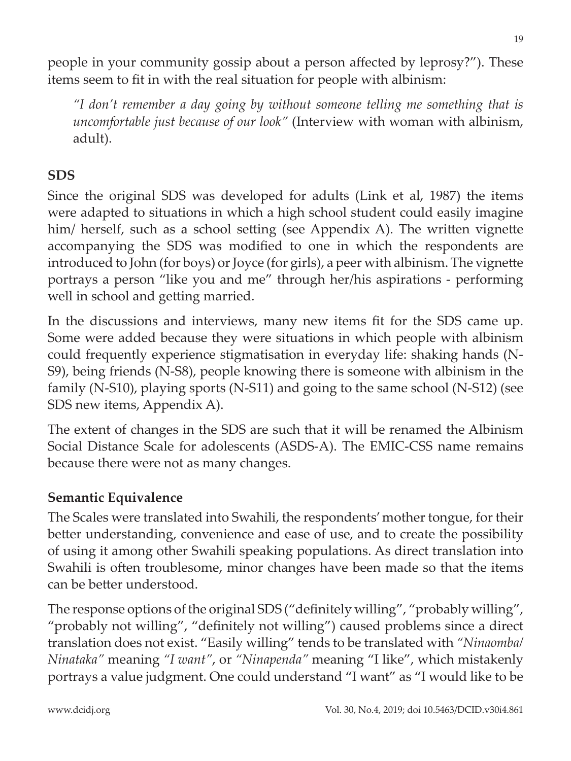people in your community gossip about a person affected by leprosy?"). These items seem to fit in with the real situation for people with albinism:

> *"I don't remember a day going by without someone telling me something that is uncomfortable just because of our look"* (Interview with woman with albinism, adult).

## SDS

Since the original SDS was developed for adults (Link et al, 1987) the items were adapted to situations in which a high school student could easily imagine him/ herself, such as a school setting (see Appendix A). The written vignette accompanying the SDS was modified to one in which the respondents are introduced to John (for boys) or Joyce (for girls), a peer with albinism. The vignette portrays a person "like you and me" through her/his aspirations - performing well in school and getting married.

In the discussions and interviews, many new items fit for the SDS came up. Some were added because they were situations in which people with albinism could frequently experience stigmatisation in everyday life: shaking hands (N-S9), being friends (N-S8), people knowing there is someone with albinism in the family (N-S10), playing sports (N-S11) and going to the same school (N-S12) (see SDS new items, Appendix A).

The extent of changes in the SDS are such that it will be renamed the Albinism Social Distance Scale for adolescents (ASDS-A). The EMIC-CSS name remains because there were not as many changes.

## Semantic Equivalence

The Scales were translated into Swahili, the respondents' mother tongue, for their better understanding, convenience and ease of use, and to create the possibility of using it among other Swahili speaking populations. As direct translation into Swahili is often troublesome, minor changes have been made so that the items can be better understood.

The response options of the original SDS ("definitely willing", "probably willing", "probably not willing", "definitely not willing") caused problems since a direct translation does not exist. "Easily willing" tends to be translated with *"Ninaomba/ Ninataka"* meaning *"I want"*, or *"Ninapenda"* meaning "I like", which mistakenly portrays a value judgment. One could understand "I want" as "I would like to be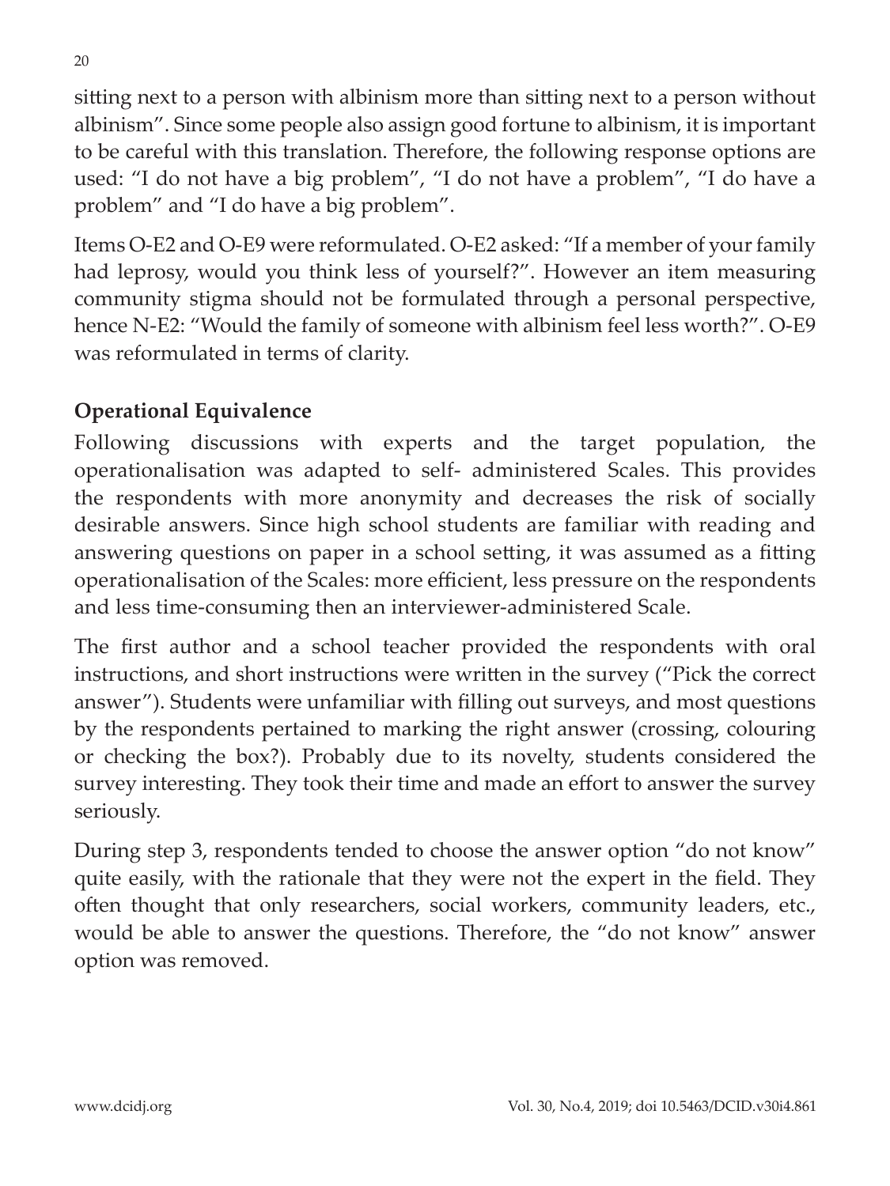sitting next to a person with albinism more than sitting next to a person without albinism". Since some people also assign good fortune to albinism, it is important to be careful with this translation. Therefore, the following response options are used: "I do not have a big problem", "I do not have a problem", "I do have a problem" and "I do have a big problem".

Items O-E2 and O-E9 were reformulated. O-E2 asked: "If a member of your family had leprosy, would you think less of yourself?". However an item measuring community stigma should not be formulated through a personal perspective, hence N-E2: "Would the family of someone with albinism feel less worth?". O-E9 was reformulated in terms of clarity.

## Operational Equivalence

Following discussions with experts and the target population, the operationalisation was adapted to self- administered Scales. This provides the respondents with more anonymity and decreases the risk of socially desirable answers. Since high school students are familiar with reading and answering questions on paper in a school setting, it was assumed as a fitting operationalisation of the Scales: more efficient, less pressure on the respondents and less time-consuming then an interviewer-administered Scale.

The first author and a school teacher provided the respondents with oral instructions, and short instructions were written in the survey ("Pick the correct answer"). Students were unfamiliar with filling out surveys, and most questions by the respondents pertained to marking the right answer (crossing, colouring or checking the box?). Probably due to its novelty, students considered the survey interesting. They took their time and made an effort to answer the survey seriously.

During step 3, respondents tended to choose the answer option "do not know" quite easily, with the rationale that they were not the expert in the field. They often thought that only researchers, social workers, community leaders, etc., would be able to answer the questions. Therefore, the "do not know" answer option was removed.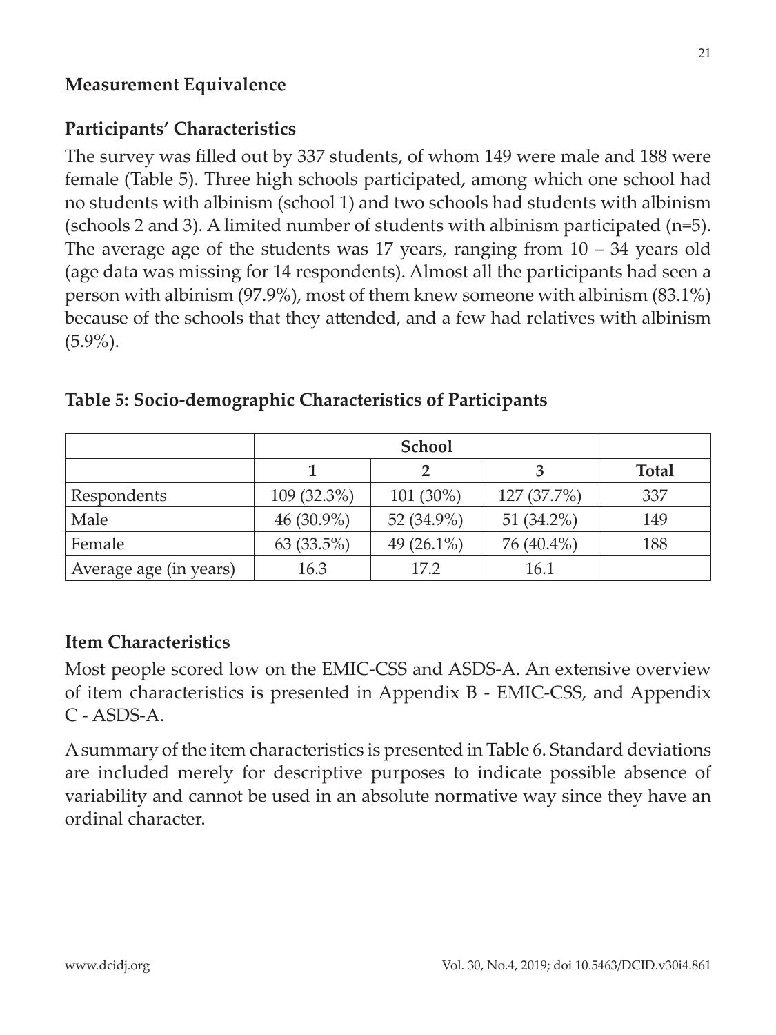### Measurement Equivalence

### Participants' Characteristics

The survey was filled out by 337 students, of whom 149 were male and 188 were female (Table 5). Three high schools participated, among which one school had no students with albinism (school 1) and two schools had students with albinism (schools 2 and 3). A limited number of students with albinism participated (n=5). The average age of the students was 17 years, ranging from 10 – 34 years old (age data was missing for 14 respondents). Almost all the participants had seen a person with albinism (97.9%), most of them knew someone with albinism (83.1%) because of the schools that they attended, and a few had relatives with albinism (5.9%).

**Table 5: Socio-demographic Characteristics of Participants**

| | School | | | |
|---|---|---|---|---|
| | **1** | **2** | **3** | **Total** |
| Respondents | 109 (32.3%) | 101 (30%) | 127 (37.7%) | 337 |
| Male | 46 (30.9%) | 52 (34.9%) | 51 (34.2%) | 149 |
| Female | 63 (33.5%) | 49 (26.1%) | 76 (40.4%) | 188 |
| Average age (in years) | 16.3 | 17.2 | 16.1 | |

### Item Characteristics

Most people scored low on the EMIC-CSS and ASDS-A. An extensive overview of item characteristics is presented in Appendix B - EMIC-CSS, and Appendix C - ASDS-A.

A summary of the item characteristics is presented in Table 6. Standard deviations are included merely for descriptive purposes to indicate possible absence of variability and cannot be used in an absolute normative way since they have an ordinal character.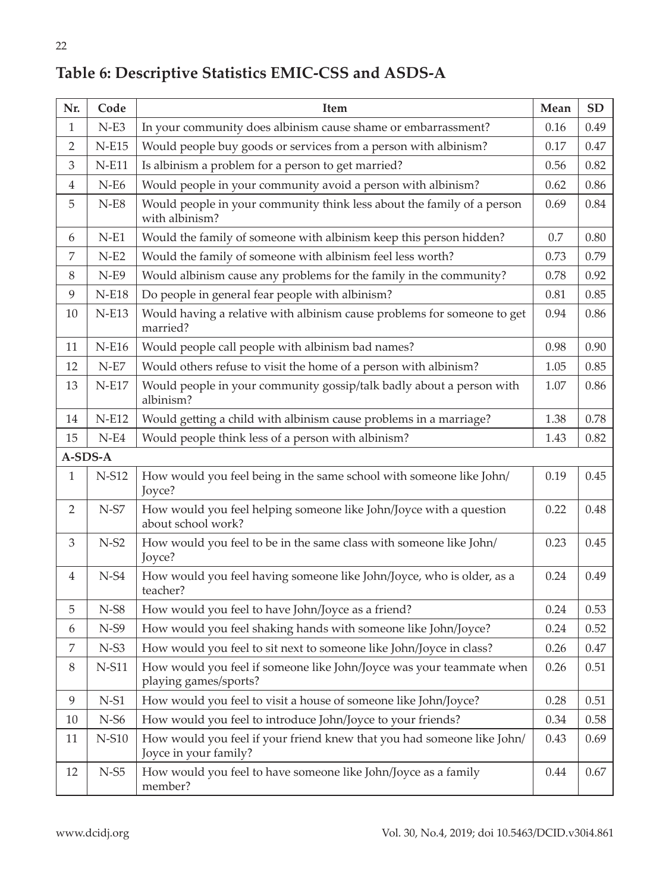## Table 6: Descriptive Statistics EMIC-CSS and ASDS-A

| Nr. | Code | Item | Mean | SD |
|---|---|---|---|---|
| 1 | N-E3 | In your community does albinism cause shame or embarrassment? | 0.16 | 0.49 |
| 2 | N-E15 | Would people buy goods or services from a person with albinism? | 0.17 | 0.47 |
| 3 | N-E11 | Is albinism a problem for a person to get married? | 0.56 | 0.82 |
| 4 | N-E6 | Would people in your community avoid a person with albinism? | 0.62 | 0.86 |
| 5 | N-E8 | Would people in your community think less about the family of a person with albinism? | 0.69 | 0.84 |
| 6 | N-E1 | Would the family of someone with albinism keep this person hidden? | 0.7 | 0.80 |
| 7 | N-E2 | Would the family of someone with albinism feel less worth? | 0.73 | 0.79 |
| 8 | N-E9 | Would albinism cause any problems for the family in the community? | 0.78 | 0.92 |
| 9 | N-E18 | Do people in general fear people with albinism? | 0.81 | 0.85 |
| 10 | N-E13 | Would having a relative with albinism cause problems for someone to get married? | 0.94 | 0.86 |
| 11 | N-E16 | Would people call people with albinism bad names? | 0.98 | 0.90 |
| 12 | N-E7 | Would others refuse to visit the home of a person with albinism? | 1.05 | 0.85 |
| 13 | N-E17 | Would people in your community gossip/talk badly about a person with albinism? | 1.07 | 0.86 |
| 14 | N-E12 | Would getting a child with albinism cause problems in a marriage? | 1.38 | 0.78 |
| 15 | N-E4 | Would people think less of a person with albinism? | 1.43 | 0.82 |
| **A-SDS-A** | | | | |
| 1 | N-S12 | How would you feel being in the same school with someone like John/Joyce? | 0.19 | 0.45 |
| 2 | N-S7 | How would you feel helping someone like John/Joyce with a question about school work? | 0.22 | 0.48 |
| 3 | N-S2 | How would you feel to be in the same class with someone like John/Joyce? | 0.23 | 0.45 |
| 4 | N-S4 | How would you feel having someone like John/Joyce, who is older, as a teacher? | 0.24 | 0.49 |
| 5 | N-S8 | How would you feel to have John/Joyce as a friend? | 0.24 | 0.53 |
| 6 | N-S9 | How would you feel shaking hands with someone like John/Joyce? | 0.24 | 0.52 |
| 7 | N-S3 | How would you feel to sit next to someone like John/Joyce in class? | 0.26 | 0.47 |
| 8 | N-S11 | How would you feel if someone like John/Joyce was your teammate when playing games/sports? | 0.26 | 0.51 |
| 9 | N-S1 | How would you feel to visit a house of someone like John/Joyce? | 0.28 | 0.51 |
| 10 | N-S6 | How would you feel to introduce John/Joyce to your friends? | 0.34 | 0.58 |
| 11 | N-S10 | How would you feel if your friend knew that you had someone like John/Joyce in your family? | 0.43 | 0.69 |
| 12 | N-S5 | How would you feel to have someone like John/Joyce as a family member? | 0.44 | 0.67 |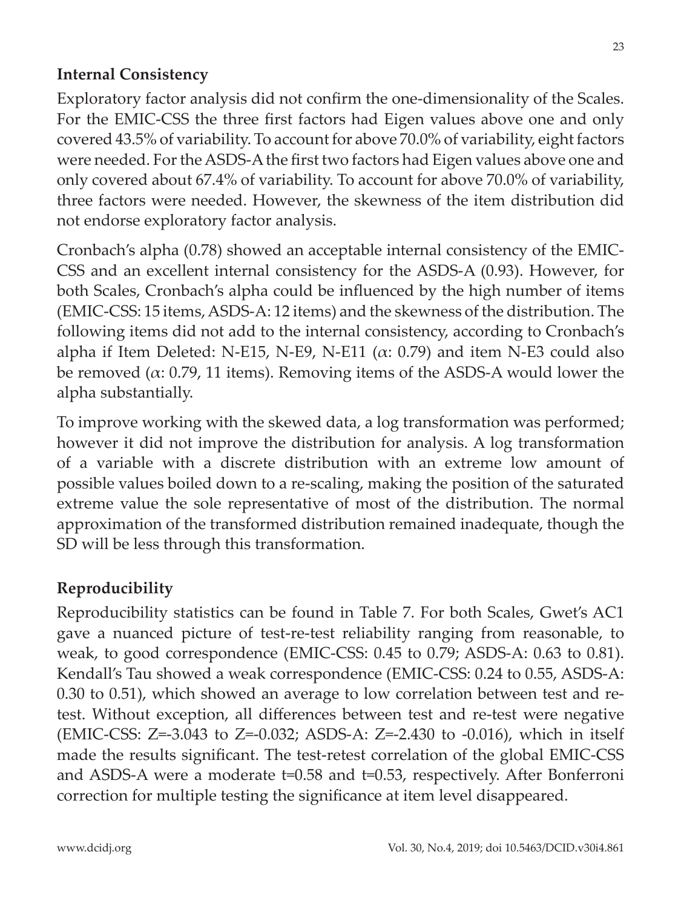## Internal Consistency

Exploratory factor analysis did not confirm the one-dimensionality of the Scales. For the EMIC-CSS the three first factors had Eigen values above one and only covered 43.5% of variability. To account for above 70.0% of variability, eight factors were needed. For the ASDS-A the first two factors had Eigen values above one and only covered about 67.4% of variability. To account for above 70.0% of variability, three factors were needed. However, the skewness of the item distribution did not endorse exploratory factor analysis.

Cronbach's alpha (0.78) showed an acceptable internal consistency of the EMIC-CSS and an excellent internal consistency for the ASDS-A (0.93). However, for both Scales, Cronbach's alpha could be influenced by the high number of items (EMIC-CSS: 15 items, ASDS-A: 12 items) and the skewness of the distribution. The following items did not add to the internal consistency, according to Cronbach's alpha if Item Deleted: N-E15, N-E9, N-E11 ($\alpha$: 0.79) and item N-E3 could also be removed ($\alpha$: 0.79, 11 items). Removing items of the ASDS-A would lower the alpha substantially.

To improve working with the skewed data, a log transformation was performed; however it did not improve the distribution for analysis. A log transformation of a variable with a discrete distribution with an extreme low amount of possible values boiled down to a re-scaling, making the position of the saturated extreme value the sole representative of most of the distribution. The normal approximation of the transformed distribution remained inadequate, though the SD will be less through this transformation.

## Reproducibility

Reproducibility statistics can be found in Table 7. For both Scales, Gwet's AC1 gave a nuanced picture of test-re-test reliability ranging from reasonable, to weak, to good correspondence (EMIC-CSS: 0.45 to 0.79; ASDS-A: 0.63 to 0.81). Kendall's Tau showed a weak correspondence (EMIC-CSS: 0.24 to 0.55, ASDS-A: 0.30 to 0.51), which showed an average to low correlation between test and re-test. Without exception, all differences between test and re-test were negative (EMIC-CSS: $Z=-3.043$ to $Z=-0.032$; ASDS-A: $Z=-2.430$ to $-0.016$), which in itself made the results significant. The test-retest correlation of the global EMIC-CSS and ASDS-A were a moderate $t=0.58$ and $t=0.53$, respectively. After Bonferroni correction for multiple testing the significance at item level disappeared.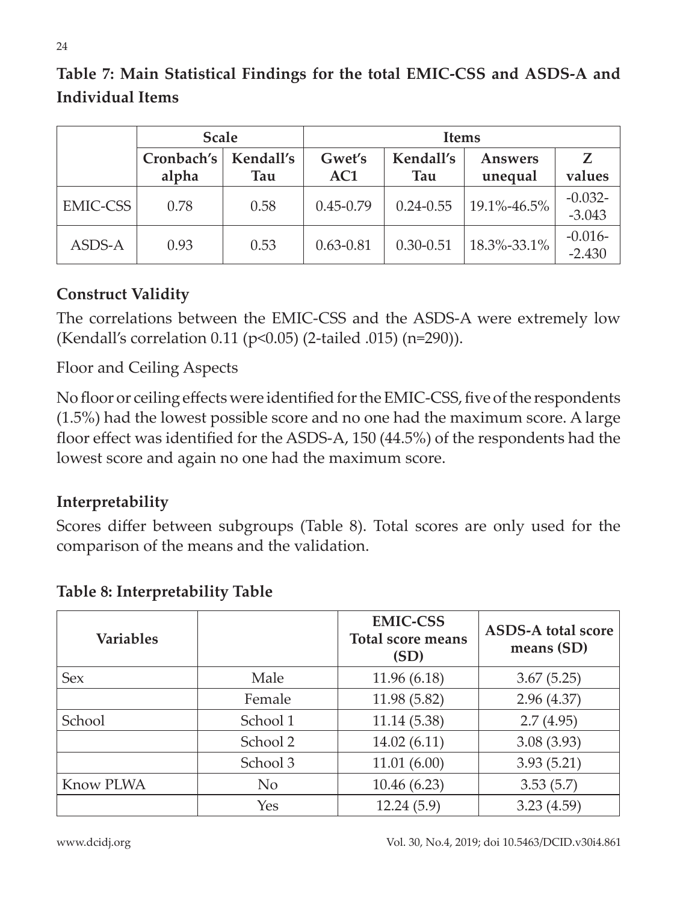**Table 7: Main Statistical Findings for the total EMIC-CSS and ASDS-A and Individual Items**

| | Scale | | Items | | | |
|---|---|---|---|---|---|---|
| | Cronbach's alpha | Kendall's Tau | Gwet's AC1 | Kendall's Tau | Answers unequal | Z values |
| EMIC-CSS | 0.78 | 0.58 | 0.45-0.79 | 0.24-0.55 | 19.1%-46.5% | -0.032- -3.043 |
| ASDS-A | 0.93 | 0.53 | 0.63-0.81 | 0.30-0.51 | 18.3%-33.1% | -0.016- -2.430 |

## Construct Validity

The correlations between the EMIC-CSS and the ASDS-A were extremely low (Kendall's correlation 0.11 ($p<0.05$) (2-tailed .015) (n=290)).

Floor and Ceiling Aspects

No floor or ceiling effects were identified for the EMIC-CSS, five of the respondents (1.5%) had the lowest possible score and no one had the maximum score. A large floor effect was identified for the ASDS-A, 150 (44.5%) of the respondents had the lowest score and again no one had the maximum score.

## Interpretability

Scores differ between subgroups (Table 8). Total scores are only used for the comparison of the means and the validation.

**Table 8: Interpretability Table**

| Variables | | EMIC-CSS Total score means (SD) | ASDS-A total score means (SD) |
|---|---|---|---|
| Sex | Male | 11.96 (6.18) | 3.67 (5.25) |
| | Female | 11.98 (5.82) | 2.96 (4.37) |
| School | School 1 | 11.14 (5.38) | 2.7 (4.95) |
| | School 2 | 14.02 (6.11) | 3.08 (3.93) |
| | School 3 | 11.01 (6.00) | 3.93 (5.21) |
| Know PLWA | No | 10.46 (6.23) | 3.53 (5.7) |
| | Yes | 12.24 (5.9) | 3.23 (4.59) |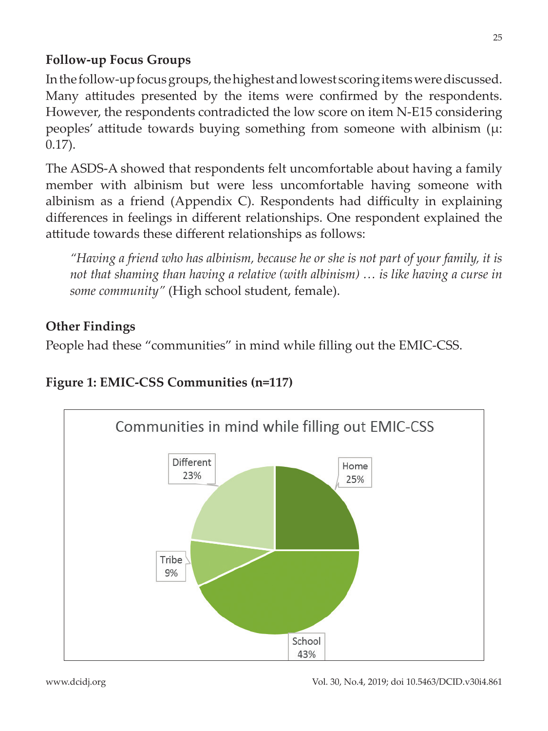### Follow-up Focus Groups

In the follow-up focus groups, the highest and lowest scoring items were discussed. Many attitudes presented by the items were confirmed by the respondents. However, the respondents contradicted the low score on item N-E15 considering peoples' attitude towards buying something from someone with albinism (μ: 0.17).

The ASDS-A showed that respondents felt uncomfortable about having a family member with albinism but were less uncomfortable having someone with albinism as a friend (Appendix C). Respondents had difficulty in explaining differences in feelings in different relationships. One respondent explained the attitude towards these different relationships as follows:

> *"Having a friend who has albinism, because he or she is not part of your family, it is not that shaming than having a relative (with albinism) … is like having a curse in some community"* (High school student, female).

### Other Findings

People had these "communities" in mind while filling out the EMIC-CSS.

**Figure 1: EMIC-CSS Communities (n=117)**

Communities in mind while filling out EMIC-CSS

| Community | Percentage |
|---|---|
| Home | 25% |
| School | 43% |
| Tribe | 9% |
| Different | 23% |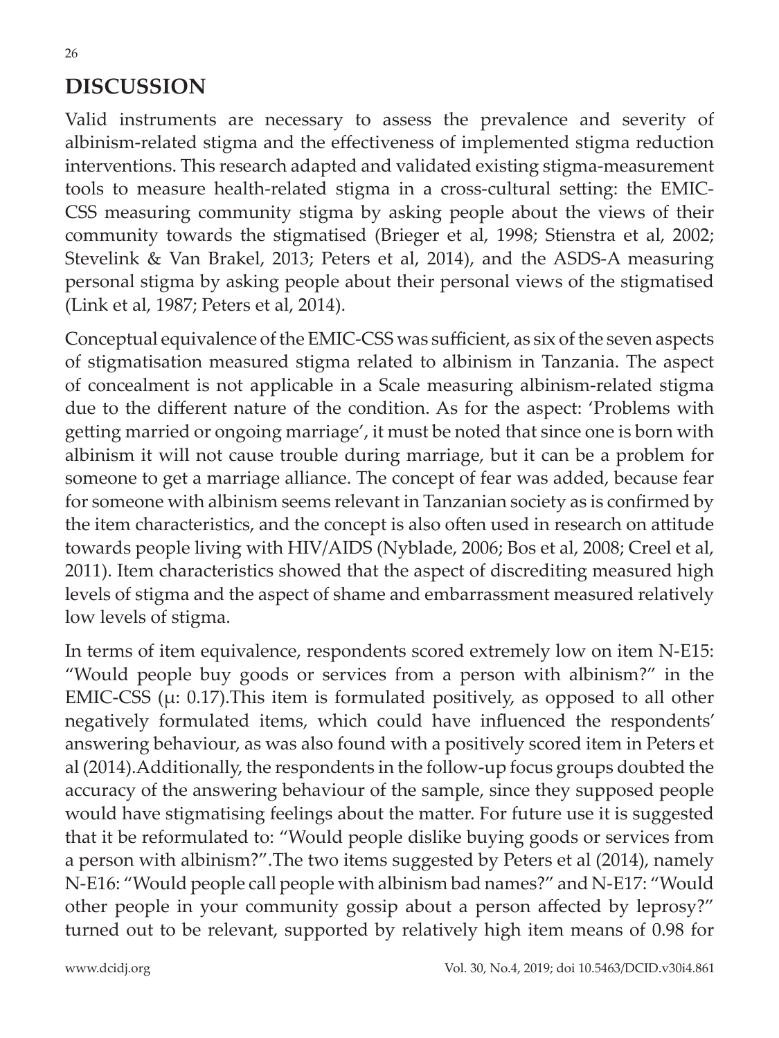## DISCUSSION

Valid instruments are necessary to assess the prevalence and severity of albinism-related stigma and the effectiveness of implemented stigma reduction interventions. This research adapted and validated existing stigma-measurement tools to measure health-related stigma in a cross-cultural setting: the EMIC-CSS measuring community stigma by asking people about the views of their community towards the stigmatised (Brieger et al, 1998; Stienstra et al, 2002; Stevelink & Van Brakel, 2013; Peters et al, 2014), and the ASDS-A measuring personal stigma by asking people about their personal views of the stigmatised (Link et al, 1987; Peters et al, 2014).

Conceptual equivalence of the EMIC-CSS was sufficient, as six of the seven aspects of stigmatisation measured stigma related to albinism in Tanzania. The aspect of concealment is not applicable in a Scale measuring albinism-related stigma due to the different nature of the condition. As for the aspect: 'Problems with getting married or ongoing marriage', it must be noted that since one is born with albinism it will not cause trouble during marriage, but it can be a problem for someone to get a marriage alliance. The concept of fear was added, because fear for someone with albinism seems relevant in Tanzanian society as is confirmed by the item characteristics, and the concept is also often used in research on attitude towards people living with HIV/AIDS (Nyblade, 2006; Bos et al, 2008; Creel et al, 2011). Item characteristics showed that the aspect of discrediting measured high levels of stigma and the aspect of shame and embarrassment measured relatively low levels of stigma.

In terms of item equivalence, respondents scored extremely low on item N-E15: "Would people buy goods or services from a person with albinism?" in the EMIC-CSS (μ: 0.17).This item is formulated positively, as opposed to all other negatively formulated items, which could have influenced the respondents' answering behaviour, as was also found with a positively scored item in Peters et al (2014).Additionally, the respondents in the follow-up focus groups doubted the accuracy of the answering behaviour of the sample, since they supposed people would have stigmatising feelings about the matter. For future use it is suggested that it be reformulated to: "Would people dislike buying goods or services from a person with albinism?".The two items suggested by Peters et al (2014), namely N-E16: "Would people call people with albinism bad names?" and N-E17: "Would other people in your community gossip about a person affected by leprosy?" turned out to be relevant, supported by relatively high item means of 0.98 for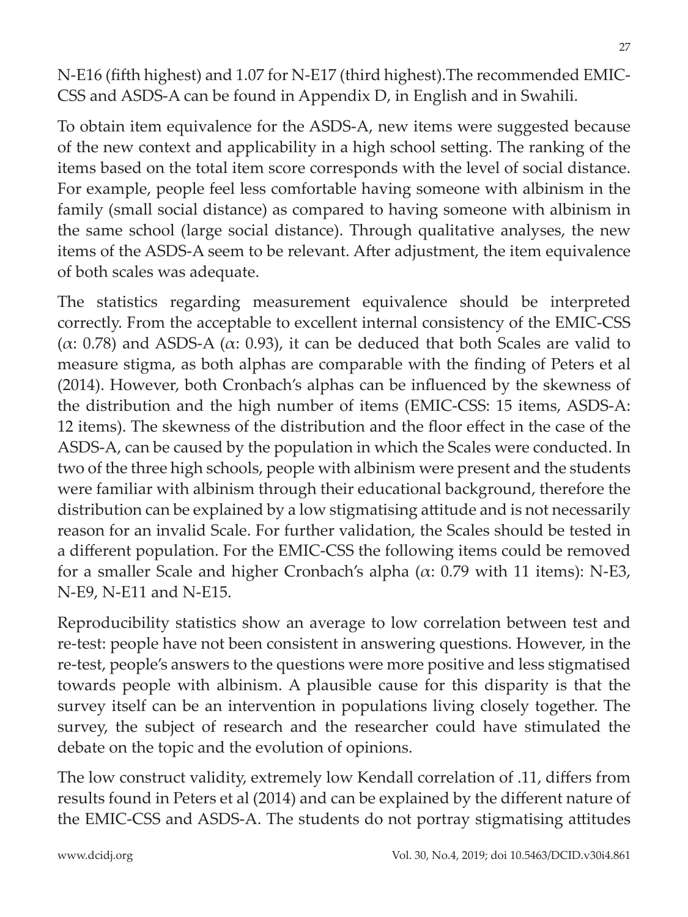N-E16 (fifth highest) and 1.07 for N-E17 (third highest).The recommended EMIC-CSS and ASDS-A can be found in Appendix D, in English and in Swahili.

To obtain item equivalence for the ASDS-A, new items were suggested because of the new context and applicability in a high school setting. The ranking of the items based on the total item score corresponds with the level of social distance. For example, people feel less comfortable having someone with albinism in the family (small social distance) as compared to having someone with albinism in the same school (large social distance). Through qualitative analyses, the new items of the ASDS-A seem to be relevant. After adjustment, the item equivalence of both scales was adequate.

The statistics regarding measurement equivalence should be interpreted correctly. From the acceptable to excellent internal consistency of the EMIC-CSS ($\alpha$: 0.78) and ASDS-A ($\alpha$: 0.93), it can be deduced that both Scales are valid to measure stigma, as both alphas are comparable with the finding of Peters et al (2014). However, both Cronbach's alphas can be influenced by the skewness of the distribution and the high number of items (EMIC-CSS: 15 items, ASDS-A: 12 items). The skewness of the distribution and the floor effect in the case of the ASDS-A, can be caused by the population in which the Scales were conducted. In two of the three high schools, people with albinism were present and the students were familiar with albinism through their educational background, therefore the distribution can be explained by a low stigmatising attitude and is not necessarily reason for an invalid Scale. For further validation, the Scales should be tested in a different population. For the EMIC-CSS the following items could be removed for a smaller Scale and higher Cronbach's alpha ($\alpha$: 0.79 with 11 items): N-E3, N-E9, N-E11 and N-E15.

Reproducibility statistics show an average to low correlation between test and re-test: people have not been consistent in answering questions. However, in the re-test, people's answers to the questions were more positive and less stigmatised towards people with albinism. A plausible cause for this disparity is that the survey itself can be an intervention in populations living closely together. The survey, the subject of research and the researcher could have stimulated the debate on the topic and the evolution of opinions.

The low construct validity, extremely low Kendall correlation of .11, differs from results found in Peters et al (2014) and can be explained by the different nature of the EMIC-CSS and ASDS-A. The students do not portray stigmatising attitudes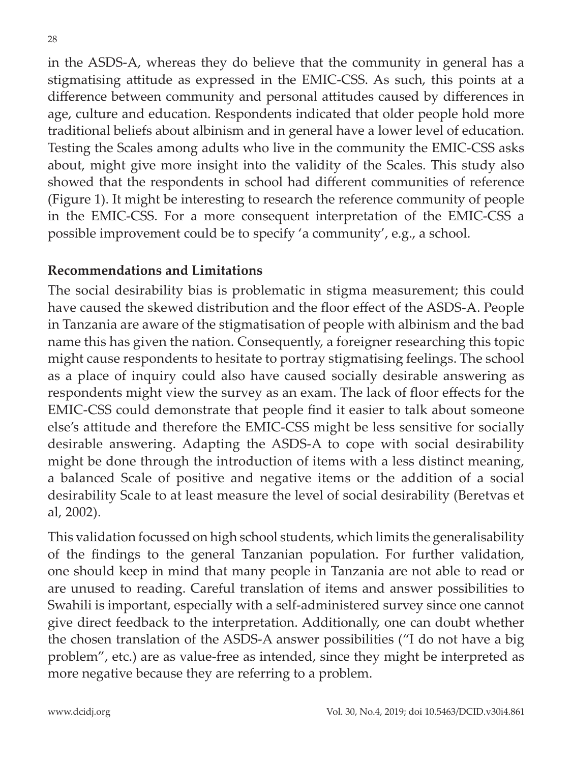in the ASDS-A, whereas they do believe that the community in general has a stigmatising attitude as expressed in the EMIC-CSS. As such, this points at a difference between community and personal attitudes caused by differences in age, culture and education. Respondents indicated that older people hold more traditional beliefs about albinism and in general have a lower level of education. Testing the Scales among adults who live in the community the EMIC-CSS asks about, might give more insight into the validity of the Scales. This study also showed that the respondents in school had different communities of reference (Figure 1). It might be interesting to research the reference community of people in the EMIC-CSS. For a more consequent interpretation of the EMIC-CSS a possible improvement could be to specify 'a community', e.g., a school.

## Recommendations and Limitations

The social desirability bias is problematic in stigma measurement; this could have caused the skewed distribution and the floor effect of the ASDS-A. People in Tanzania are aware of the stigmatisation of people with albinism and the bad name this has given the nation. Consequently, a foreigner researching this topic might cause respondents to hesitate to portray stigmatising feelings. The school as a place of inquiry could also have caused socially desirable answering as respondents might view the survey as an exam. The lack of floor effects for the EMIC-CSS could demonstrate that people find it easier to talk about someone else's attitude and therefore the EMIC-CSS might be less sensitive for socially desirable answering. Adapting the ASDS-A to cope with social desirability might be done through the introduction of items with a less distinct meaning, a balanced Scale of positive and negative items or the addition of a social desirability Scale to at least measure the level of social desirability (Beretvas et al, 2002).

This validation focussed on high school students, which limits the generalisability of the findings to the general Tanzanian population. For further validation, one should keep in mind that many people in Tanzania are not able to read or are unused to reading. Careful translation of items and answer possibilities to Swahili is important, especially with a self-administered survey since one cannot give direct feedback to the interpretation. Additionally, one can doubt whether the chosen translation of the ASDS-A answer possibilities ("I do not have a big problem", etc.) are as value-free as intended, since they might be interpreted as more negative because they are referring to a problem.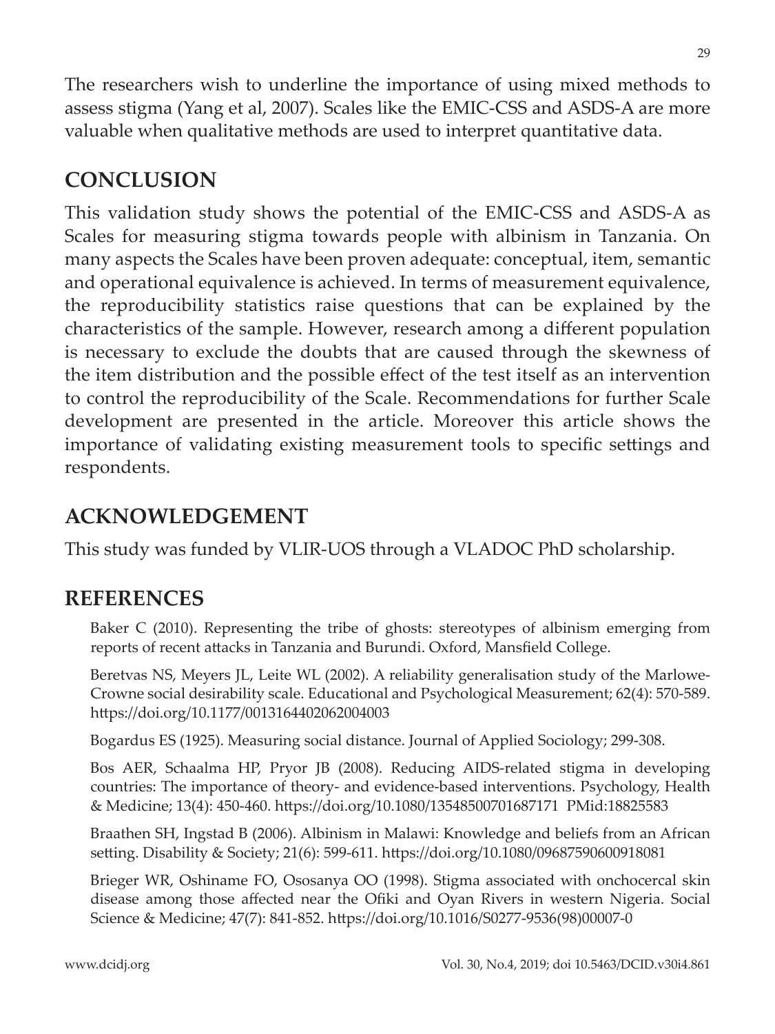The researchers wish to underline the importance of using mixed methods to assess stigma (Yang et al, 2007). Scales like the EMIC-CSS and ASDS-A are more valuable when qualitative methods are used to interpret quantitative data.

## CONCLUSION

This validation study shows the potential of the EMIC-CSS and ASDS-A as Scales for measuring stigma towards people with albinism in Tanzania. On many aspects the Scales have been proven adequate: conceptual, item, semantic and operational equivalence is achieved. In terms of measurement equivalence, the reproducibility statistics raise questions that can be explained by the characteristics of the sample. However, research among a different population is necessary to exclude the doubts that are caused through the skewness of the item distribution and the possible effect of the test itself as an intervention to control the reproducibility of the Scale. Recommendations for further Scale development are presented in the article. Moreover this article shows the importance of validating existing measurement tools to specific settings and respondents.

## ACKNOWLEDGEMENT

This study was funded by VLIR-UOS through a VLADOC PhD scholarship.

## REFERENCES

Baker C (2010). Representing the tribe of ghosts: stereotypes of albinism emerging from reports of recent attacks in Tanzania and Burundi. Oxford, Mansfield College.

Beretvas NS, Meyers JL, Leite WL (2002). A reliability generalisation study of the Marlowe-Crowne social desirability scale. Educational and Psychological Measurement; 62(4): 570-589. https://doi.org/10.1177/0013164402062004003

Bogardus ES (1925). Measuring social distance. Journal of Applied Sociology; 299-308.

Bos AER, Schaalma HP, Pryor JB (2008). Reducing AIDS-related stigma in developing countries: The importance of theory- and evidence-based interventions. Psychology, Health & Medicine; 13(4): 450-460. https://doi.org/10.1080/13548500701687171 PMid:18825583

Braathen SH, Ingstad B (2006). Albinism in Malawi: Knowledge and beliefs from an African setting. Disability & Society; 21(6): 599-611. https://doi.org/10.1080/09687590600918081

Brieger WR, Oshiname FO, Ososanya OO (1998). Stigma associated with onchocercal skin disease among those affected near the Ofiki and Oyan Rivers in western Nigeria. Social Science & Medicine; 47(7): 841-852. https://doi.org/10.1016/S0277-9536(98)00007-0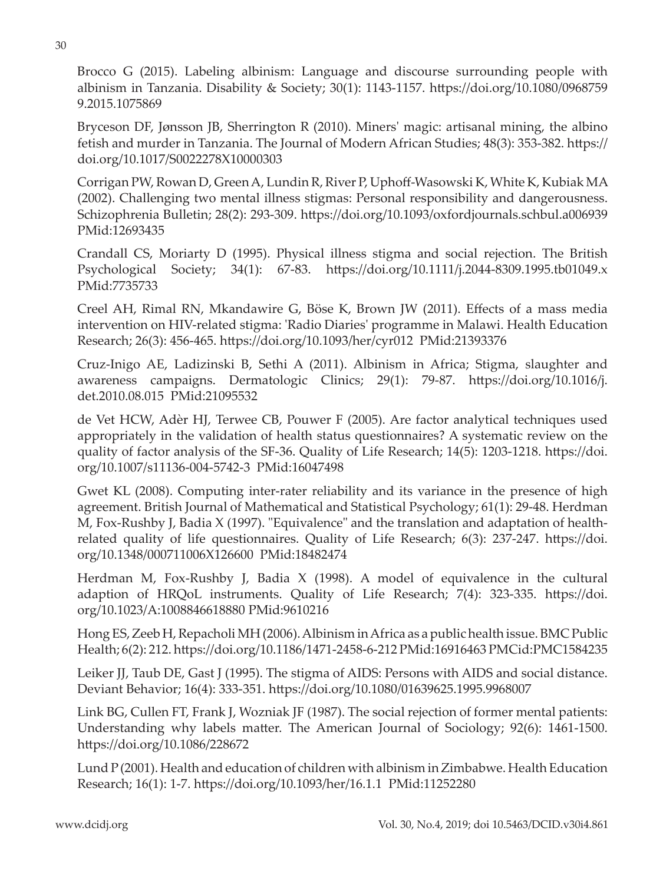Brocco G (2015). Labeling albinism: Language and discourse surrounding people with albinism in Tanzania. Disability & Society; 30(1): 1143-1157. https://doi.org/10.1080/09687599.2015.1075869

Bryceson DF, Jønsson JB, Sherrington R (2010). Miners' magic: artisanal mining, the albino fetish and murder in Tanzania. The Journal of Modern African Studies; 48(3): 353-382. https://doi.org/10.1017/S0022278X10000303

Corrigan PW, Rowan D, Green A, Lundin R, River P, Uphoff-Wasowski K, White K, Kubiak MA (2002). Challenging two mental illness stigmas: Personal responsibility and dangerousness. Schizophrenia Bulletin; 28(2): 293-309. https://doi.org/10.1093/oxfordjournals.schbul.a006939 PMid:12693435

Crandall CS, Moriarty D (1995). Physical illness stigma and social rejection. The British Psychological Society; 34(1): 67-83. https://doi.org/10.1111/j.2044-8309.1995.tb01049.x PMid:7735733

Creel AH, Rimal RN, Mkandawire G, Böse K, Brown JW (2011). Effects of a mass media intervention on HIV-related stigma: 'Radio Diaries' programme in Malawi. Health Education Research; 26(3): 456-465. https://doi.org/10.1093/her/cyr012 PMid:21393376

Cruz-Inigo AE, Ladizinski B, Sethi A (2011). Albinism in Africa; Stigma, slaughter and awareness campaigns. Dermatologic Clinics; 29(1): 79-87. https://doi.org/10.1016/j.det.2010.08.015 PMid:21095532

de Vet HCW, Adèr HJ, Terwee CB, Pouwer F (2005). Are factor analytical techniques used appropriately in the validation of health status questionnaires? A systematic review on the quality of factor analysis of the SF-36. Quality of Life Research; 14(5): 1203-1218. https://doi.org/10.1007/s11136-004-5742-3 PMid:16047498

Gwet KL (2008). Computing inter-rater reliability and its variance in the presence of high agreement. British Journal of Mathematical and Statistical Psychology; 61(1): 29-48. Herdman M, Fox-Rushby J, Badia X (1997). "Equivalence" and the translation and adaptation of health-related quality of life questionnaires. Quality of Life Research; 6(3): 237-247. https://doi.org/10.1348/000711006X126600 PMid:18482474

Herdman M, Fox-Rushby J, Badia X (1998). A model of equivalence in the cultural adaption of HRQoL instruments. Quality of Life Research; 7(4): 323-335. https://doi.org/10.1023/A:1008846618880 PMid:9610216

Hong ES, Zeeb H, Repacholi MH (2006). Albinism in Africa as a public health issue. BMC Public Health; 6(2): 212. https://doi.org/10.1186/1471-2458-6-212 PMid:16916463 PMCid:PMC1584235

Leiker JJ, Taub DE, Gast J (1995). The stigma of AIDS: Persons with AIDS and social distance. Deviant Behavior; 16(4): 333-351. https://doi.org/10.1080/01639625.1995.9968007

Link BG, Cullen FT, Frank J, Wozniak JF (1987). The social rejection of former mental patients: Understanding why labels matter. The American Journal of Sociology; 92(6): 1461-1500. https://doi.org/10.1086/228672

Lund P (2001). Health and education of children with albinism in Zimbabwe. Health Education Research; 16(1): 1-7. https://doi.org/10.1093/her/16.1.1 PMid:11252280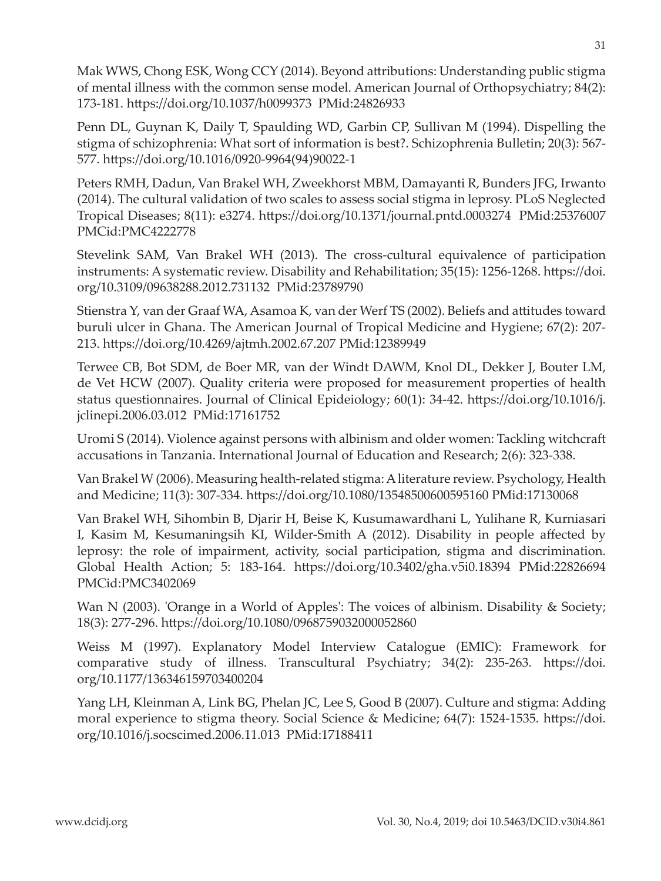Mak WWS, Chong ESK, Wong CCY (2014). Beyond attributions: Understanding public stigma of mental illness with the common sense model. American Journal of Orthopsychiatry; 84(2): 173-181. https://doi.org/10.1037/h0099373 PMid:24826933

Penn DL, Guynan K, Daily T, Spaulding WD, Garbin CP, Sullivan M (1994). Dispelling the stigma of schizophrenia: What sort of information is best?. Schizophrenia Bulletin; 20(3): 567-577. https://doi.org/10.1016/0920-9964(94)90022-1

Peters RMH, Dadun, Van Brakel WH, Zweekhorst MBM, Damayanti R, Bunders JFG, Irwanto (2014). The cultural validation of two scales to assess social stigma in leprosy. PLoS Neglected Tropical Diseases; 8(11): e3274. https://doi.org/10.1371/journal.pntd.0003274 PMid:25376007 PMCid:PMC4222778

Stevelink SAM, Van Brakel WH (2013). The cross-cultural equivalence of participation instruments: A systematic review. Disability and Rehabilitation; 35(15): 1256-1268. https://doi.org/10.3109/09638288.2012.731132 PMid:23789790

Stienstra Y, van der Graaf WA, Asamoa K, van der Werf TS (2002). Beliefs and attitudes toward buruli ulcer in Ghana. The American Journal of Tropical Medicine and Hygiene; 67(2): 207-213. https://doi.org/10.4269/ajtmh.2002.67.207 PMid:12389949

Terwee CB, Bot SDM, de Boer MR, van der Windt DAWM, Knol DL, Dekker J, Bouter LM, de Vet HCW (2007). Quality criteria were proposed for measurement properties of health status questionnaires. Journal of Clinical Epideiology; 60(1): 34-42. https://doi.org/10.1016/j.jclinepi.2006.03.012 PMid:17161752

Uromi S (2014). Violence against persons with albinism and older women: Tackling witchcraft accusations in Tanzania. International Journal of Education and Research; 2(6): 323-338.

Van Brakel W (2006). Measuring health-related stigma: A literature review. Psychology, Health and Medicine; 11(3): 307-334. https://doi.org/10.1080/13548500600595160 PMid:17130068

Van Brakel WH, Sihombin B, Djarir H, Beise K, Kusumawardhani L, Yulihane R, Kurniasari I, Kasim M, Kesumaningsih KI, Wilder-Smith A (2012). Disability in people affected by leprosy: the role of impairment, activity, social participation, stigma and discrimination. Global Health Action; 5: 183-164. https://doi.org/10.3402/gha.v5i0.18394 PMid:22826694 PMCid:PMC3402069

Wan N (2003). 'Orange in a World of Apples': The voices of albinism. Disability & Society; 18(3): 277-296. https://doi.org/10.1080/0968759032000052860

Weiss M (1997). Explanatory Model Interview Catalogue (EMIC): Framework for comparative study of illness. Transcultural Psychiatry; 34(2): 235-263. https://doi.org/10.1177/136346159703400204

Yang LH, Kleinman A, Link BG, Phelan JC, Lee S, Good B (2007). Culture and stigma: Adding moral experience to stigma theory. Social Science & Medicine; 64(7): 1524-1535. https://doi.org/10.1016/j.socscimed.2006.11.013 PMid:17188411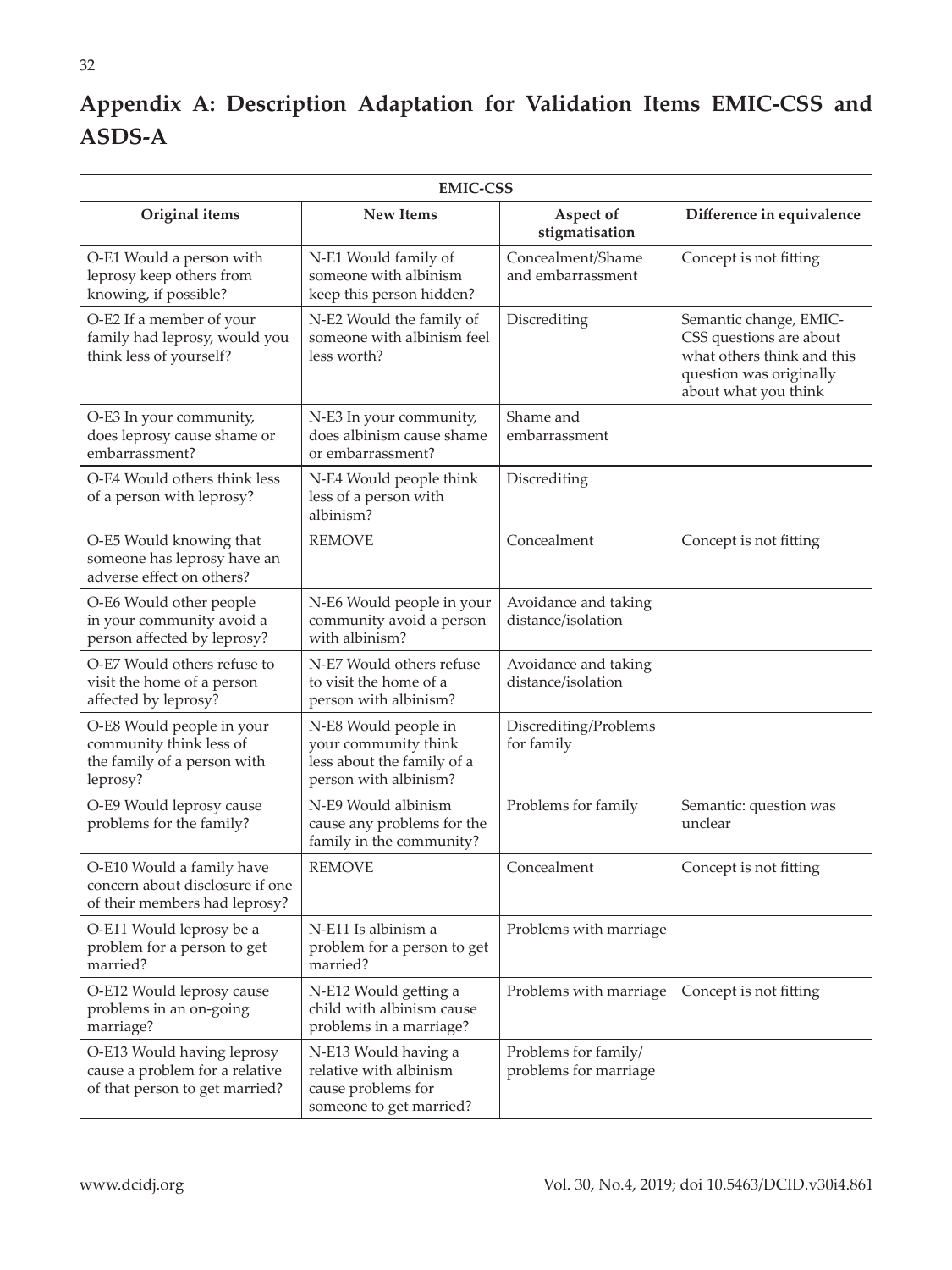## Appendix A: Description Adaptation for Validation Items EMIC-CSS and ASDS-A

| EMIC-CSS | | | |
|---|---|---|---|
| **Original items** | **New Items** | **Aspect of stigmatisation** | **Difference in equivalence** |
| O-E1 Would a person with leprosy keep others from knowing, if possible? | N-E1 Would family of someone with albinism keep this person hidden? | Concealment/Shame and embarrassment | Concept is not fitting |
| O-E2 If a member of your family had leprosy, would you think less of yourself? | N-E2 Would the family of someone with albinism feel less worth? | Discrediting | Semantic change, EMIC-CSS questions are about what others think and this question was originally about what you think |
| O-E3 In your community, does leprosy cause shame or embarrassment? | N-E3 In your community, does albinism cause shame or embarrassment? | Shame and embarrassment | |
| O-E4 Would others think less of a person with leprosy? | N-E4 Would people think less of a person with albinism? | Discrediting | |
| O-E5 Would knowing that someone has leprosy have an adverse effect on others? | REMOVE | Concealment | Concept is not fitting |
| O-E6 Would other people in your community avoid a person affected by leprosy? | N-E6 Would people in your community avoid a person with albinism? | Avoidance and taking distance/isolation | |
| O-E7 Would others refuse to visit the home of a person affected by leprosy? | N-E7 Would others refuse to visit the home of a person with albinism? | Avoidance and taking distance/isolation | |
| O-E8 Would people in your community think less of the family of a person with leprosy? | N-E8 Would people in your community think less about the family of a person with albinism? | Discrediting/Problems for family | |
| O-E9 Would leprosy cause problems for the family? | N-E9 Would albinism cause any problems for the family in the community? | Problems for family | Semantic: question was unclear |
| O-E10 Would a family have concern about disclosure if one of their members had leprosy? | REMOVE | Concealment | Concept is not fitting |
| O-E11 Would leprosy be a problem for a person to get married? | N-E11 Is albinism a problem for a person to get married? | Problems with marriage | |
| O-E12 Would leprosy cause problems in an on-going marriage? | N-E12 Would getting a child with albinism cause problems in a marriage? | Problems with marriage | Concept is not fitting |
| O-E13 Would having leprosy cause a problem for a relative of that person to get married? | N-E13 Would having a relative with albinism cause problems for someone to get married? | Problems for family/ problems for marriage | |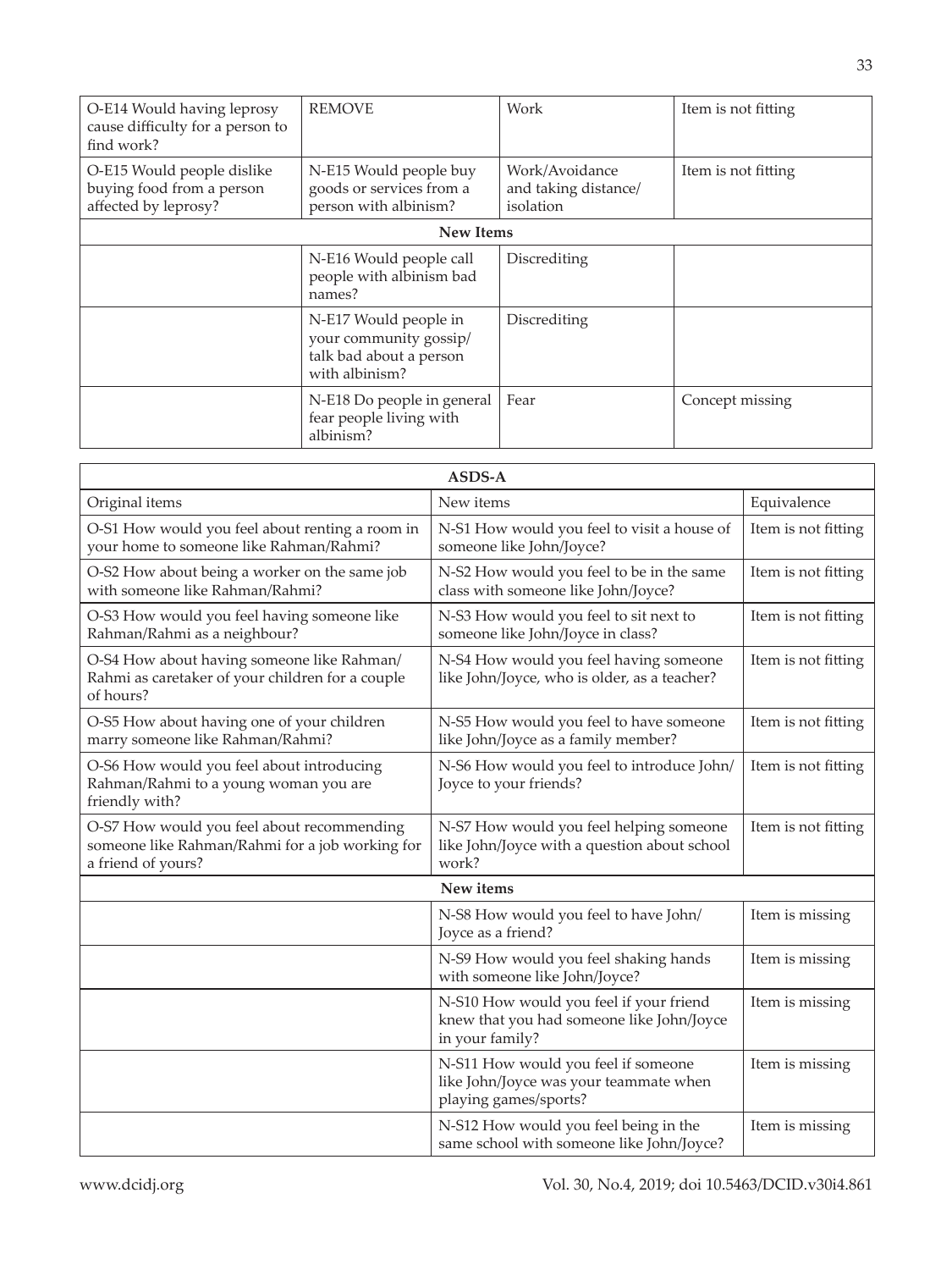| | | | |
|---|---|---|---|
| O-E14 Would having leprosy cause difficulty for a person to find work? | REMOVE | Work | Item is not fitting |
| O-E15 Would people dislike buying food from a person affected by leprosy? | N-E15 Would people buy goods or services from a person with albinism? | Work/Avoidance and taking distance/ isolation | Item is not fitting |
| | **New Items** | | |
| | N-E16 Would people call people with albinism bad names? | Discrediting | |
| | N-E17 Would people in your community gossip/ talk bad about a person with albinism? | Discrediting | |
| | N-E18 Do people in general fear people living with albinism? | Fear | Concept missing |

| **ASDS-A** | | |
|---|---|---|
| Original items | New items | Equivalence |
| O-S1 How would you feel about renting a room in your home to someone like Rahman/Rahmi? | N-S1 How would you feel to visit a house of someone like John/Joyce? | Item is not fitting |
| O-S2 How about being a worker on the same job with someone like Rahman/Rahmi? | N-S2 How would you feel to be in the same class with someone like John/Joyce? | Item is not fitting |
| O-S3 How would you feel having someone like Rahman/Rahmi as a neighbour? | N-S3 How would you feel to sit next to someone like John/Joyce in class? | Item is not fitting |
| O-S4 How about having someone like Rahman/ Rahmi as caretaker of your children for a couple of hours? | N-S4 How would you feel having someone like John/Joyce, who is older, as a teacher? | Item is not fitting |
| O-S5 How about having one of your children marry someone like Rahman/Rahmi? | N-S5 How would you feel to have someone like John/Joyce as a family member? | Item is not fitting |
| O-S6 How would you feel about introducing Rahman/Rahmi to a young woman you are friendly with? | N-S6 How would you feel to introduce John/ Joyce to your friends? | Item is not fitting |
| O-S7 How would you feel about recommending someone like Rahman/Rahmi for a job working for a friend of yours? | N-S7 How would you feel helping someone like John/Joyce with a question about school work? | Item is not fitting |
| | **New items** | |
| | N-S8 How would you feel to have John/ Joyce as a friend? | Item is missing |
| | N-S9 How would you feel shaking hands with someone like John/Joyce? | Item is missing |
| | N-S10 How would you feel if your friend knew that you had someone like John/Joyce in your family? | Item is missing |
| | N-S11 How would you feel if someone like John/Joyce was your teammate when playing games/sports? | Item is missing |
| | N-S12 How would you feel being in the same school with someone like John/Joyce? | Item is missing |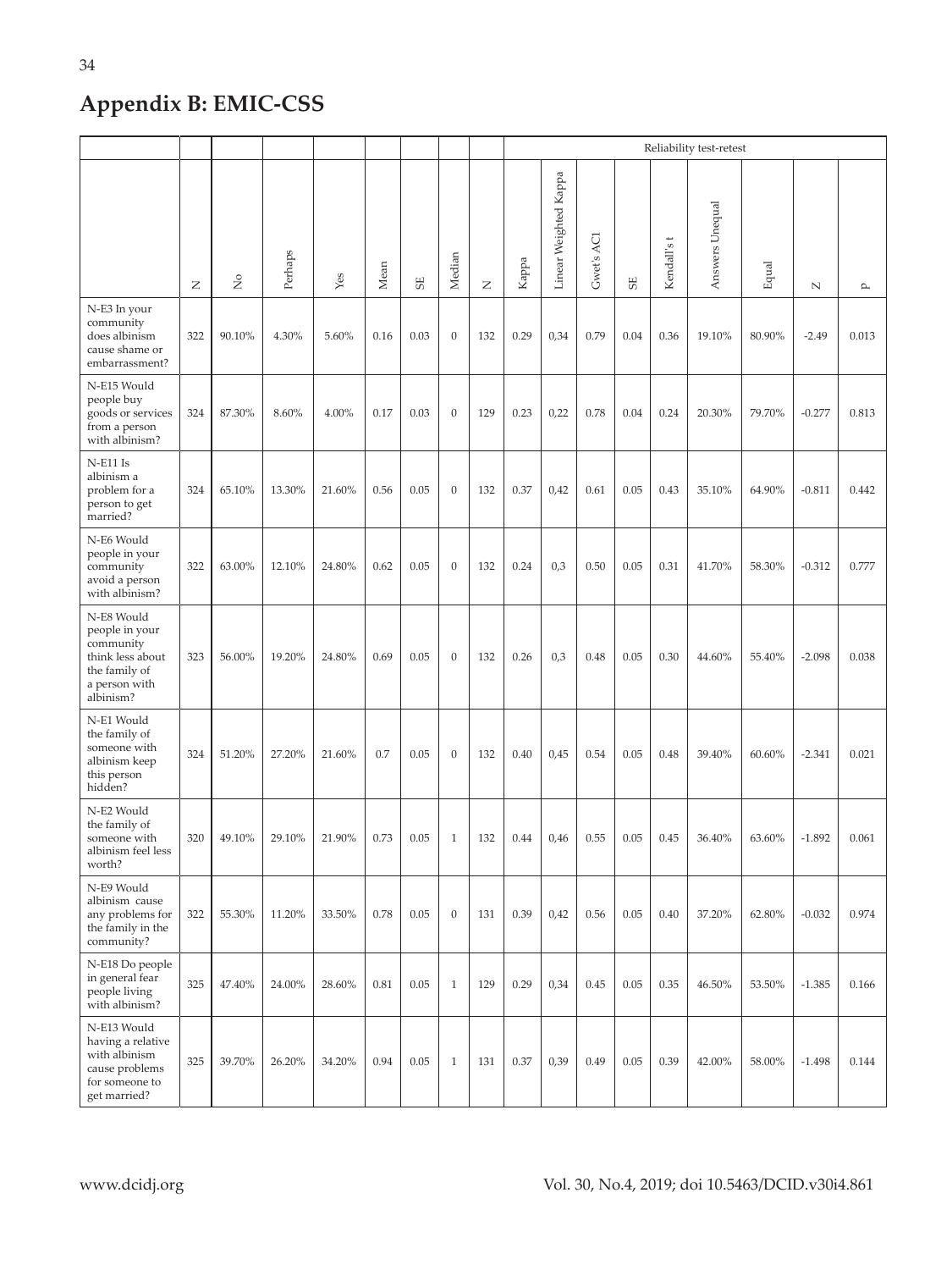## Appendix B: EMIC-CSS

| | | | | | | | | | Reliability test-retest | | | | | | | | | |
|---|---|---|---|---|---|---|---|---|---|---|---|---|---|---|---|---|---|---|
| | N | No | Perhaps | Yes | Mean | SE | Median | N | Kappa | Linear Weighted Kappa | Gwet's AC1 | SE | Kendall's t | Answers Unequal | Equal | Z | P |
| N-E3 In your community does albinism cause shame or embarrassment? | 322 | 90.10% | 4.30% | 5.60% | 0.16 | 0.03 | 0 | 132 | 0.29 | 0,34 | 0.79 | 0.04 | 0.36 | 19.10% | 80.90% | -2.49 | 0.013 |
| N-E15 Would people buy goods or services from a person with albinism? | 324 | 87.30% | 8.60% | 4.00% | 0.17 | 0.03 | 0 | 129 | 0.23 | 0,22 | 0.78 | 0.04 | 0.24 | 20.30% | 79.70% | -0.277 | 0.813 |
| N-E11 Is albinism a problem for a person to get married? | 324 | 65.10% | 13.30% | 21.60% | 0.56 | 0.05 | 0 | 132 | 0.37 | 0,42 | 0.61 | 0.05 | 0.43 | 35.10% | 64.90% | -0.811 | 0.442 |
| N-E6 Would people in your community avoid a person with albinism? | 322 | 63.00% | 12.10% | 24.80% | 0.62 | 0.05 | 0 | 132 | 0.24 | 0,3 | 0.50 | 0.05 | 0.31 | 41.70% | 58.30% | -0.312 | 0.777 |
| N-E8 Would people in your community think less about the family of a person with albinism? | 323 | 56.00% | 19.20% | 24.80% | 0.69 | 0.05 | 0 | 132 | 0.26 | 0,3 | 0.48 | 0.05 | 0.30 | 44.60% | 55.40% | -2.098 | 0.038 |
| N-E1 Would the family of someone with albinism keep this person hidden? | 324 | 51.20% | 27.20% | 21.60% | 0.7 | 0.05 | 0 | 132 | 0.40 | 0,45 | 0.54 | 0.05 | 0.48 | 39.40% | 60.60% | -2.341 | 0.021 |
| N-E2 Would the family of someone with albinism feel less worth? | 320 | 49.10% | 29.10% | 21.90% | 0.73 | 0.05 | 1 | 132 | 0.44 | 0,46 | 0.55 | 0.05 | 0.45 | 36.40% | 63.60% | -1.892 | 0.061 |
| N-E9 Would albinism cause any problems for the family in the community? | 322 | 55.30% | 11.20% | 33.50% | 0.78 | 0.05 | 0 | 131 | 0.39 | 0,42 | 0.56 | 0.05 | 0.40 | 37.20% | 62.80% | -0.032 | 0.974 |
| N-E18 Do people in general fear people living with albinism? | 325 | 47.40% | 24.00% | 28.60% | 0.81 | 0.05 | 1 | 129 | 0.29 | 0,34 | 0.45 | 0.05 | 0.35 | 46.50% | 53.50% | -1.385 | 0.166 |
| N-E13 Would having a relative with albinism cause problems for someone to get married? | 325 | 39.70% | 26.20% | 34.20% | 0.94 | 0.05 | 1 | 131 | 0.37 | 0,39 | 0.49 | 0.05 | 0.39 | 42.00% | 58.00% | -1.498 | 0.144 |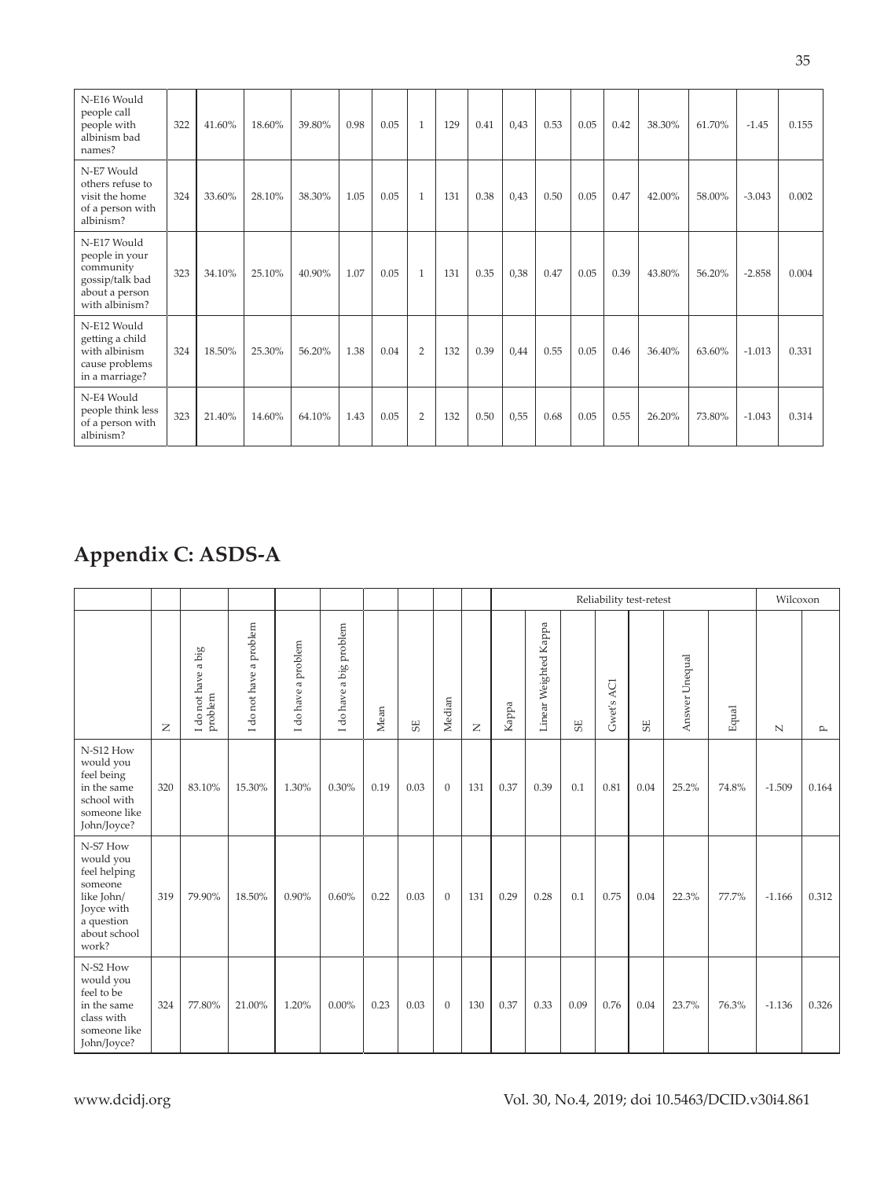| | | | | | | | | | | | | | | | | | | |
|---|---|---|---|---|---|---|---|---|---|---|---|---|---|---|---|---|---|---|
| N-E16 Would people call people with albinism bad names? | 322 | 41.60% | 18.60% | 39.80% | 0.98 | 0.05 | 1 | 129 | 0.41 | 0,43 | 0.53 | 0.05 | 0.42 | 38.30% | 61.70% | -1.45 | 0.155 |
| N-E7 Would others refuse to visit the home of a person with albinism? | 324 | 33.60% | 28.10% | 38.30% | 1.05 | 0.05 | 1 | 131 | 0.38 | 0,43 | 0.50 | 0.05 | 0.47 | 42.00% | 58.00% | -3.043 | 0.002 |
| N-E17 Would people in your community gossip/talk bad about a person with albinism? | 323 | 34.10% | 25.10% | 40.90% | 1.07 | 0.05 | 1 | 131 | 0.35 | 0,38 | 0.47 | 0.05 | 0.39 | 43.80% | 56.20% | -2.858 | 0.004 |
| N-E12 Would getting a child with albinism cause problems in a marriage? | 324 | 18.50% | 25.30% | 56.20% | 1.38 | 0.04 | 2 | 132 | 0.39 | 0,44 | 0.55 | 0.05 | 0.46 | 36.40% | 63.60% | -1.013 | 0.331 |
| N-E4 Would people think less of a person with albinism? | 323 | 21.40% | 14.60% | 64.10% | 1.43 | 0.05 | 2 | 132 | 0.50 | 0,55 | 0.68 | 0.05 | 0.55 | 26.20% | 73.80% | -1.043 | 0.314 |

## Appendix C: ASDS-A

| | | | | | | | | | | Reliability test-retest | | | | | | | Wilcoxon | |
|---|---|---|---|---|---|---|---|---|---|---|---|---|---|---|---|---|---|---|
| | N | I do not have a big problem | I do not have a problem | I do have a problem | I do have a big problem | Mean | SE | Median | N | Kappa | Linear Weighted Kappa | SE | Gwet's ACI | SE | Answer Unequal | Equal | Z | P |
| N-S12 How would you feel being in the same school with someone like John/Joyce? | 320 | 83.10% | 15.30% | 1.30% | 0.30% | 0.19 | 0.03 | 0 | 131 | 0.37 | 0.39 | 0.1 | 0.81 | 0.04 | 25.2% | 74.8% | -1.509 | 0.164 |
| N-S7 How would you feel helping someone like John/Joyce with a question about school work? | 319 | 79.90% | 18.50% | 0.90% | 0.60% | 0.22 | 0.03 | 0 | 131 | 0.29 | 0.28 | 0.1 | 0.75 | 0.04 | 22.3% | 77.7% | -1.166 | 0.312 |
| N-S2 How would you feel to be in the same class with someone like John/Joyce? | 324 | 77.80% | 21.00% | 1.20% | 0.00% | 0.23 | 0.03 | 0 | 130 | 0.37 | 0.33 | 0.09 | 0.76 | 0.04 | 23.7% | 76.3% | -1.136 | 0.326 |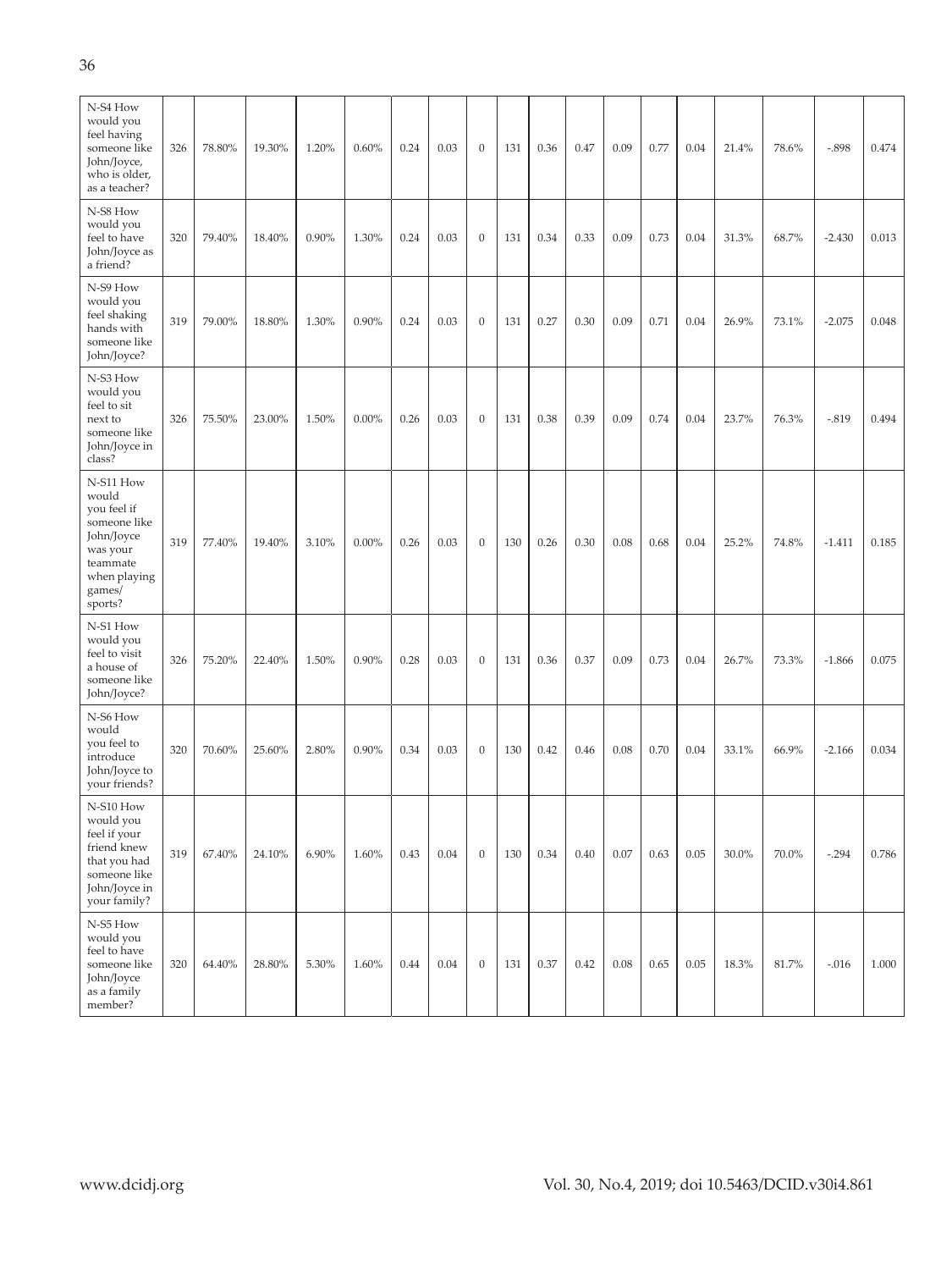| N-S4 How would you feel having someone like John/Joyce, who is older, as a teacher? | 326 | 78.80% | 19.30% | 1.20% | 0.60% | 0.24 | 0.03 | 0 | 131 | 0.36 | 0.47 | 0.09 | 0.77 | 0.04 | 21.4% | 78.6% | -.898 | 0.474 |
|---|---|---|---|---|---|---|---|---|---|---|---|---|---|---|---|---|---|---|
| N-S8 How would you feel to have John/Joyce as a friend? | 320 | 79.40% | 18.40% | 0.90% | 1.30% | 0.24 | 0.03 | 0 | 131 | 0.34 | 0.33 | 0.09 | 0.73 | 0.04 | 31.3% | 68.7% | -2.430 | 0.013 |
| N-S9 How would you feel shaking hands with someone like John/Joyce? | 319 | 79.00% | 18.80% | 1.30% | 0.90% | 0.24 | 0.03 | 0 | 131 | 0.27 | 0.30 | 0.09 | 0.71 | 0.04 | 26.9% | 73.1% | -2.075 | 0.048 |
| N-S3 How would you feel to sit next to someone like John/Joyce in class? | 326 | 75.50% | 23.00% | 1.50% | 0.00% | 0.26 | 0.03 | 0 | 131 | 0.38 | 0.39 | 0.09 | 0.74 | 0.04 | 23.7% | 76.3% | -.819 | 0.494 |
| N-S11 How would you feel if someone like John/Joyce was your teammate when playing games/ sports? | 319 | 77.40% | 19.40% | 3.10% | 0.00% | 0.26 | 0.03 | 0 | 130 | 0.26 | 0.30 | 0.08 | 0.68 | 0.04 | 25.2% | 74.8% | -1.411 | 0.185 |
| N-S1 How would you feel to visit a house of someone like John/Joyce? | 326 | 75.20% | 22.40% | 1.50% | 0.90% | 0.28 | 0.03 | 0 | 131 | 0.36 | 0.37 | 0.09 | 0.73 | 0.04 | 26.7% | 73.3% | -1.866 | 0.075 |
| N-S6 How would you feel to introduce John/Joyce to your friends? | 320 | 70.60% | 25.60% | 2.80% | 0.90% | 0.34 | 0.03 | 0 | 130 | 0.42 | 0.46 | 0.08 | 0.70 | 0.04 | 33.1% | 66.9% | -2.166 | 0.034 |
| N-S10 How would you feel if your friend knew that you had someone like John/Joyce in your family? | 319 | 67.40% | 24.10% | 6.90% | 1.60% | 0.43 | 0.04 | 0 | 130 | 0.34 | 0.40 | 0.07 | 0.63 | 0.05 | 30.0% | 70.0% | -.294 | 0.786 |
| N-S5 How would you feel to have someone like John/Joyce as a family member? | 320 | 64.40% | 28.80% | 5.30% | 1.60% | 0.44 | 0.04 | 0 | 131 | 0.37 | 0.42 | 0.08 | 0.65 | 0.05 | 18.3% | 81.7% | -.016 | 1.000 |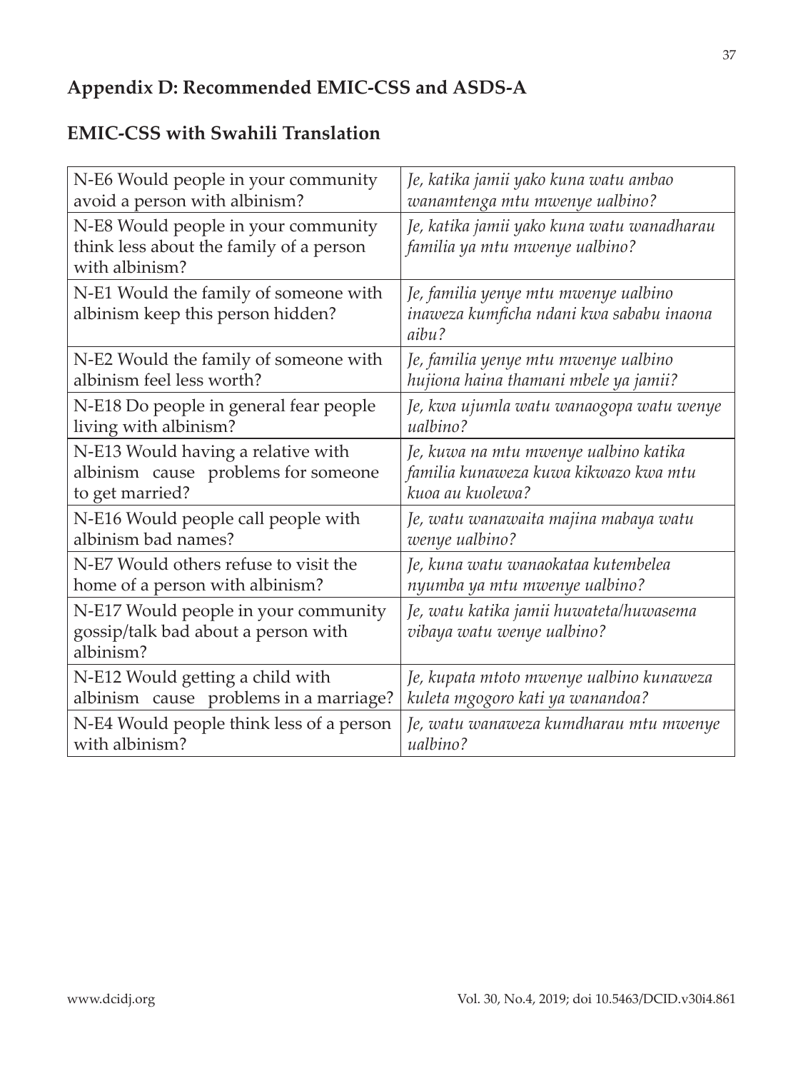## Appendix D: Recommended EMIC-CSS and ASDS-A

## EMIC-CSS with Swahili Translation

| | |
|---|---|
| N-E6 Would people in your community avoid a person with albinism? | *Je, katika jamii yako kuna watu ambao wanamtenga mtu mwenye ualbino?* |
| N-E8 Would people in your community think less about the family of a person with albinism? | *Je, katika jamii yako kuna watu wanadharau familia ya mtu mwenye ualbino?* |
| N-E1 Would the family of someone with albinism keep this person hidden? | *Je, familia yenye mtu mwenye ualbino inaweza kumficha ndani kwa sababu inaona aibu?* |
| N-E2 Would the family of someone with albinism feel less worth? | *Je, familia yenye mtu mwenye ualbino hujiona haina thamani mbele ya jamii?* |
| N-E18 Do people in general fear people living with albinism? | *Je, kwa ujumla watu wanaogopa watu wenye ualbino?* |
| N-E13 Would having a relative with albinism cause problems for someone to get married? | *Je, kuwa na mtu mwenye ualbino katika familia kunaweza kuwa kikwazo kwa mtu kuoa au kuolewa?* |
| N-E16 Would people call people with albinism bad names? | *Je, watu wanawaita majina mabaya watu wenye ualbino?* |
| N-E7 Would others refuse to visit the home of a person with albinism? | *Je, kuna watu wanaokataa kutembelea nyumba ya mtu mwenye ualbino?* |
| N-E17 Would people in your community gossip/talk bad about a person with albinism? | *Je, watu katika jamii huwateta/huwasema vibaya watu wenye ualbino?* |
| N-E12 Would getting a child with albinism cause problems in a marriage? | *Je, kupata mtoto mwenye ualbino kunaweza kuleta mgogoro kati ya wanandoa?* |
| N-E4 Would people think less of a person with albinism? | *Je, watu wanaweza kumdharau mtu mwenye ualbino?* |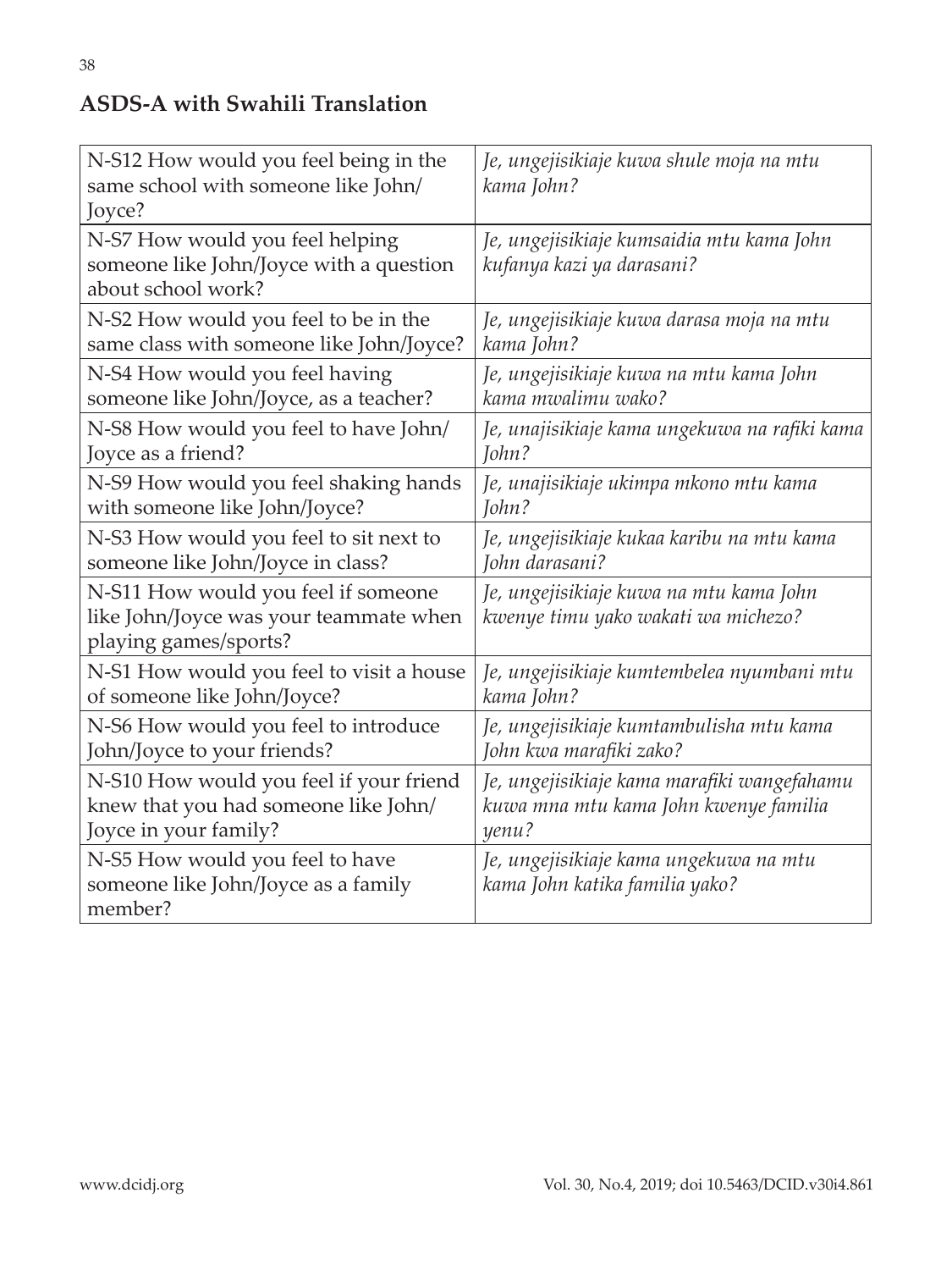## ASDS-A with Swahili Translation

| | |
|---|---|
| N-S12 How would you feel being in the same school with someone like John/Joyce? | *Je, ungejisikiaje kuwa shule moja na mtu kama John?* |
| N-S7 How would you feel helping someone like John/Joyce with a question about school work? | *Je, ungejisikiaje kumsaidia mtu kama John kufanya kazi ya darasani?* |
| N-S2 How would you feel to be in the same class with someone like John/Joyce? | *Je, ungejisikiaje kuwa darasa moja na mtu kama John?* |
| N-S4 How would you feel having someone like John/Joyce, as a teacher? | *Je, ungejisikiaje kuwa na mtu kama John kama mwalimu wako?* |
| N-S8 How would you feel to have John/Joyce as a friend? | *Je, unajisikiaje kama ungekuwa na rafiki kama John?* |
| N-S9 How would you feel shaking hands with someone like John/Joyce? | *Je, unajisikiaje ukimpa mkono mtu kama John?* |
| N-S3 How would you feel to sit next to someone like John/Joyce in class? | *Je, ungejisikiaje kukaa karibu na mtu kama John darasani?* |
| N-S11 How would you feel if someone like John/Joyce was your teammate when playing games/sports? | *Je, ungejisikiaje kuwa na mtu kama John kwenye timu yako wakati wa michezo?* |
| N-S1 How would you feel to visit a house of someone like John/Joyce? | *Je, ungejisikiaje kumtembelea nyumbani mtu kama John?* |
| N-S6 How would you feel to introduce John/Joyce to your friends? | *Je, ungejisikiaje kumtambulisha mtu kama John kwa marafiki zako?* |
| N-S10 How would you feel if your friend knew that you had someone like John/Joyce in your family? | *Je, ungejisikiaje kama marafiki wangefahamu kuwa mna mtu kama John kwenye familia yenu?* |
| N-S5 How would you feel to have someone like John/Joyce as a family member? | *Je, ungejisikiaje kama ungekuwa na mtu kama John katika familia yako?* |